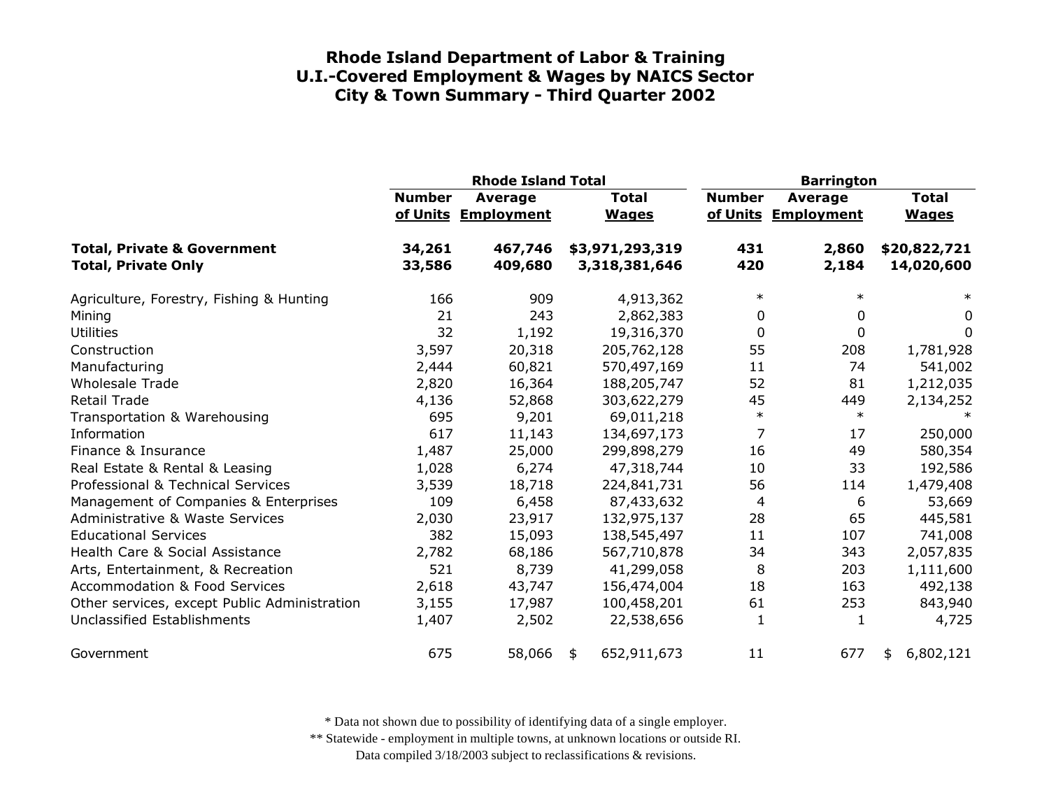# Rhode Island Department of Labor & Training
# U.I.-Covered Employment & Wages by NAICS Sector
# City & Town Summary - Third Quarter 2002

| | Rhode Island Total | | | Barrington | | |
|---|---|---|---|---|---|---|
| | Number of Units | Average Employment | Total Wages | Number of Units | Average Employment | Total Wages |
| **Total, Private & Government** | **34,261** | **467,746** | **$3,971,293,319** | **431** | **2,860** | **$20,822,721** |
| **Total, Private Only** | **33,586** | **409,680** | **3,318,381,646** | **420** | **2,184** | **14,020,600** |
| Agriculture, Forestry, Fishing & Hunting | 166 | 909 | 4,913,362 | * | * | * |
| Mining | 21 | 243 | 2,862,383 | 0 | 0 | 0 |
| Utilities | 32 | 1,192 | 19,316,370 | 0 | 0 | 0 |
| Construction | 3,597 | 20,318 | 205,762,128 | 55 | 208 | 1,781,928 |
| Manufacturing | 2,444 | 60,821 | 570,497,169 | 11 | 74 | 541,002 |
| Wholesale Trade | 2,820 | 16,364 | 188,205,747 | 52 | 81 | 1,212,035 |
| Retail Trade | 4,136 | 52,868 | 303,622,279 | 45 | 449 | 2,134,252 |
| Transportation & Warehousing | 695 | 9,201 | 69,011,218 | * | * | * |
| Information | 617 | 11,143 | 134,697,173 | 7 | 17 | 250,000 |
| Finance & Insurance | 1,487 | 25,000 | 299,898,279 | 16 | 49 | 580,354 |
| Real Estate & Rental & Leasing | 1,028 | 6,274 | 47,318,744 | 10 | 33 | 192,586 |
| Professional & Technical Services | 3,539 | 18,718 | 224,841,731 | 56 | 114 | 1,479,408 |
| Management of Companies & Enterprises | 109 | 6,458 | 87,433,632 | 4 | 6 | 53,669 |
| Administrative & Waste Services | 2,030 | 23,917 | 132,975,137 | 28 | 65 | 445,581 |
| Educational Services | 382 | 15,093 | 138,545,497 | 11 | 107 | 741,008 |
| Health Care & Social Assistance | 2,782 | 68,186 | 567,710,878 | 34 | 343 | 2,057,835 |
| Arts, Entertainment, & Recreation | 521 | 8,739 | 41,299,058 | 8 | 203 | 1,111,600 |
| Accommodation & Food Services | 2,618 | 43,747 | 156,474,004 | 18 | 163 | 492,138 |
| Other services, except Public Administration | 3,155 | 17,987 | 100,458,201 | 61 | 253 | 843,940 |
| Unclassified Establishments | 1,407 | 2,502 | 22,538,656 | 1 | 1 | 4,725 |
| Government | 675 | 58,066 | $ 652,911,673 | 11 | 677 | $ 6,802,121 |

* Data not shown due to possibility of identifying data of a single employer.

** Statewide - employment in multiple towns, at unknown locations or outside RI.

Data compiled 3/18/2003 subject to reclassifications & revisions.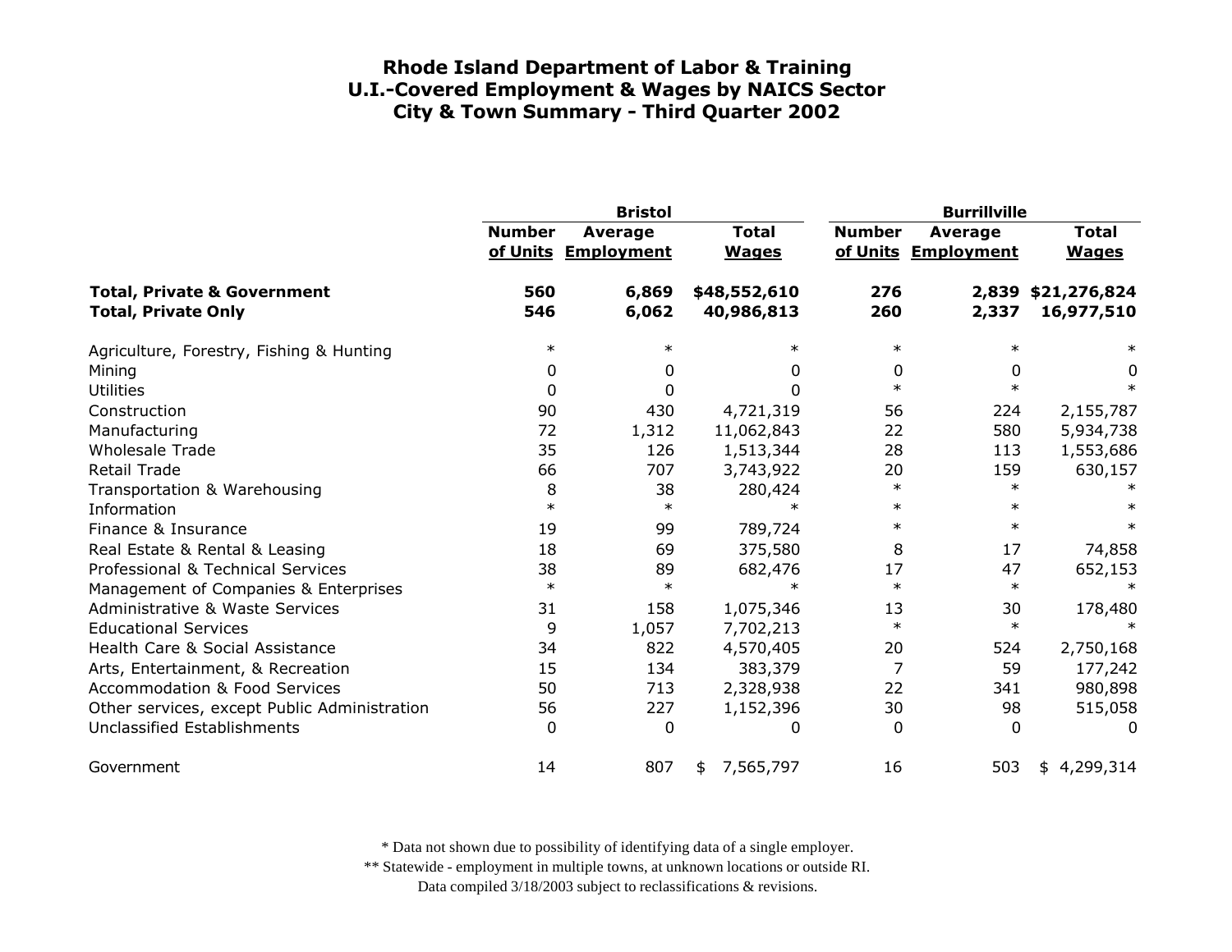# Rhode Island Department of Labor & Training
# U.I.-Covered Employment & Wages by NAICS Sector
# City & Town Summary - Third Quarter 2002

| | Bristol | | | Burrillville | | |
|---|---|---|---|---|---|---|
| | Number of Units | Average Employment | Total Wages | Number of Units | Average Employment | Total Wages |
| **Total, Private & Government** | **560** | **6,869** | **$48,552,610** | **276** | **2,839** | **$21,276,824** |
| **Total, Private Only** | **546** | **6,062** | **40,986,813** | **260** | **2,337** | **16,977,510** |
| Agriculture, Forestry, Fishing & Hunting | * | * | * | * | * | * |
| Mining | 0 | 0 | 0 | 0 | 0 | 0 |
| Utilities | 0 | 0 | 0 | * | * | * |
| Construction | 90 | 430 | 4,721,319 | 56 | 224 | 2,155,787 |
| Manufacturing | 72 | 1,312 | 11,062,843 | 22 | 580 | 5,934,738 |
| Wholesale Trade | 35 | 126 | 1,513,344 | 28 | 113 | 1,553,686 |
| Retail Trade | 66 | 707 | 3,743,922 | 20 | 159 | 630,157 |
| Transportation & Warehousing | 8 | 38 | 280,424 | * | * | * |
| Information | * | * | * | * | * | * |
| Finance & Insurance | 19 | 99 | 789,724 | * | * | * |
| Real Estate & Rental & Leasing | 18 | 69 | 375,580 | 8 | 17 | 74,858 |
| Professional & Technical Services | 38 | 89 | 682,476 | 17 | 47 | 652,153 |
| Management of Companies & Enterprises | * | * | * | * | * | * |
| Administrative & Waste Services | 31 | 158 | 1,075,346 | 13 | 30 | 178,480 |
| Educational Services | 9 | 1,057 | 7,702,213 | * | * | * |
| Health Care & Social Assistance | 34 | 822 | 4,570,405 | 20 | 524 | 2,750,168 |
| Arts, Entertainment, & Recreation | 15 | 134 | 383,379 | 7 | 59 | 177,242 |
| Accommodation & Food Services | 50 | 713 | 2,328,938 | 22 | 341 | 980,898 |
| Other services, except Public Administration | 56 | 227 | 1,152,396 | 30 | 98 | 515,058 |
| Unclassified Establishments | 0 | 0 | 0 | 0 | 0 | 0 |
| Government | 14 | 807 | $ 7,565,797 | 16 | 503 | $ 4,299,314 |

* Data not shown due to possibility of identifying data of a single employer.

** Statewide - employment in multiple towns, at unknown locations or outside RI.

Data compiled 3/18/2003 subject to reclassifications & revisions.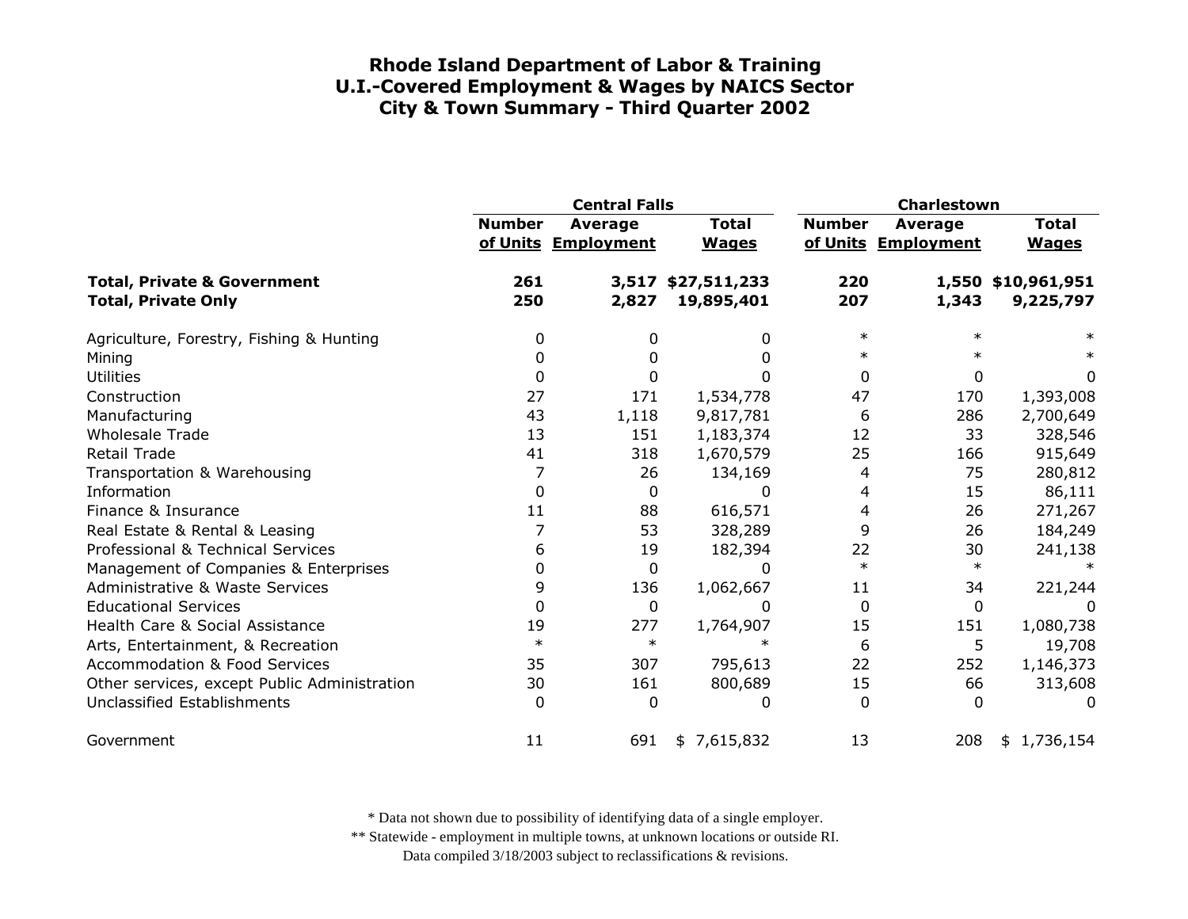# Rhode Island Department of Labor & Training
# U.I.-Covered Employment & Wages by NAICS Sector
# City & Town Summary - Third Quarter 2002

| | Central Falls | | | Charlestown | | |
|---|---|---|---|---|---|---|
| | Number of Units | Average Employment | Total Wages | Number of Units | Average Employment | Total Wages |
| **Total, Private & Government** | **261** | **3,517** | **$27,511,233** | **220** | **1,550** | **$10,961,951** |
| **Total, Private Only** | **250** | **2,827** | **19,895,401** | **207** | **1,343** | **9,225,797** |
| Agriculture, Forestry, Fishing & Hunting | 0 | 0 | 0 | * | * | * |
| Mining | 0 | 0 | 0 | * | * | * |
| Utilities | 0 | 0 | 0 | 0 | 0 | 0 |
| Construction | 27 | 171 | 1,534,778 | 47 | 170 | 1,393,008 |
| Manufacturing | 43 | 1,118 | 9,817,781 | 6 | 286 | 2,700,649 |
| Wholesale Trade | 13 | 151 | 1,183,374 | 12 | 33 | 328,546 |
| Retail Trade | 41 | 318 | 1,670,579 | 25 | 166 | 915,649 |
| Transportation & Warehousing | 7 | 26 | 134,169 | 4 | 75 | 280,812 |
| Information | 0 | 0 | 0 | 4 | 15 | 86,111 |
| Finance & Insurance | 11 | 88 | 616,571 | 4 | 26 | 271,267 |
| Real Estate & Rental & Leasing | 7 | 53 | 328,289 | 9 | 26 | 184,249 |
| Professional & Technical Services | 6 | 19 | 182,394 | 22 | 30 | 241,138 |
| Management of Companies & Enterprises | 0 | 0 | 0 | * | * | * |
| Administrative & Waste Services | 9 | 136 | 1,062,667 | 11 | 34 | 221,244 |
| Educational Services | 0 | 0 | 0 | 0 | 0 | 0 |
| Health Care & Social Assistance | 19 | 277 | 1,764,907 | 15 | 151 | 1,080,738 |
| Arts, Entertainment, & Recreation | * | * | * | 6 | 5 | 19,708 |
| Accommodation & Food Services | 35 | 307 | 795,613 | 22 | 252 | 1,146,373 |
| Other services, except Public Administration | 30 | 161 | 800,689 | 15 | 66 | 313,608 |
| Unclassified Establishments | 0 | 0 | 0 | 0 | 0 | 0 |
| Government | 11 | 691 | $ 7,615,832 | 13 | 208 | $ 1,736,154 |

\* Data not shown due to possibility of identifying data of a single employer.

\*\* Statewide - employment in multiple towns, at unknown locations or outside RI.

Data compiled 3/18/2003 subject to reclassifications & revisions.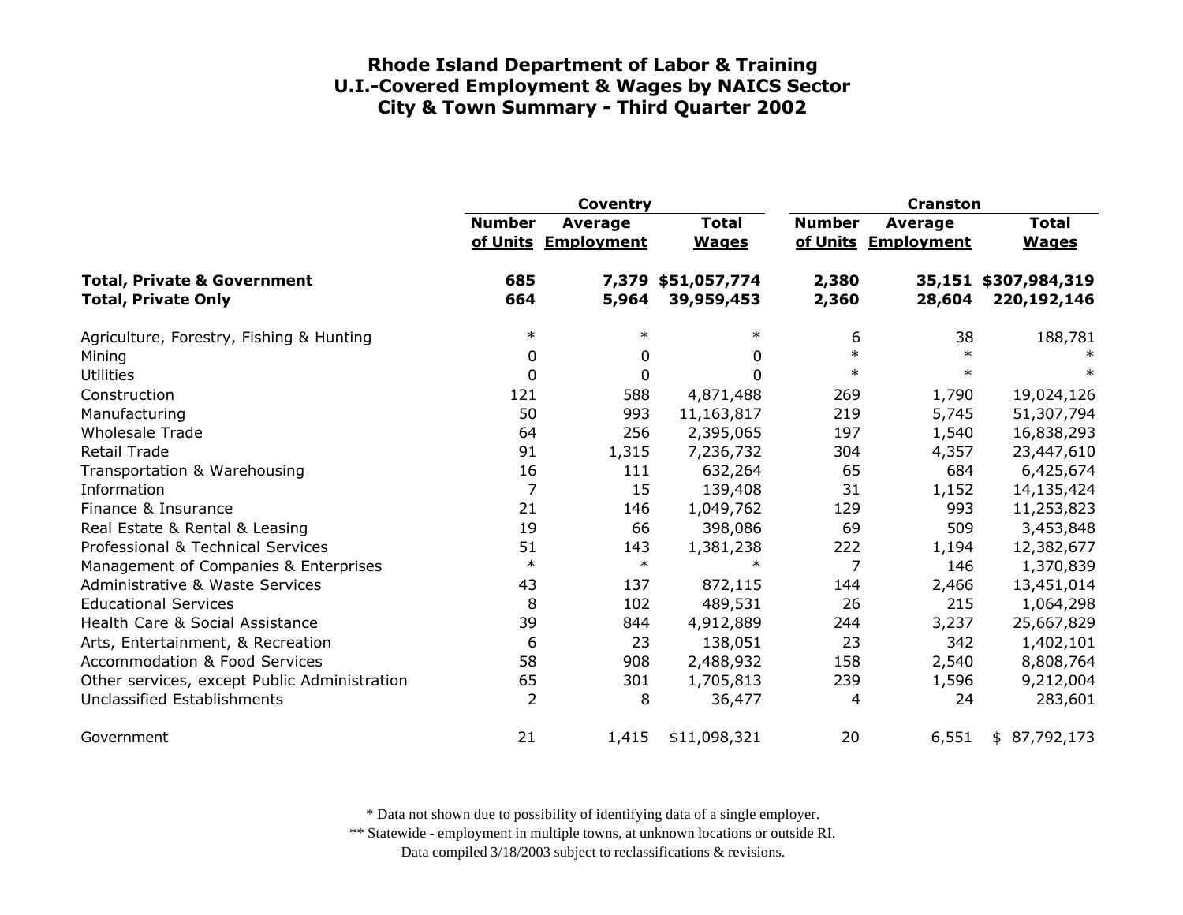# Rhode Island Department of Labor & Training
## U.I.-Covered Employment & Wages by NAICS Sector
## City & Town Summary - Third Quarter 2002

| | Coventry | | | Cranston | | |
|---|---|---|---|---|---|---|
| | Number of Units | Average Employment | Total Wages | Number of Units | Average Employment | Total Wages |
| **Total, Private & Government** | **685** | **7,379** | **$51,057,774** | **2,380** | **35,151** | **$307,984,319** |
| **Total, Private Only** | **664** | **5,964** | **39,959,453** | **2,360** | **28,604** | **220,192,146** |
| Agriculture, Forestry, Fishing & Hunting | * | * | * | 6 | 38 | 188,781 |
| Mining | 0 | 0 | 0 | * | * | * |
| Utilities | 0 | 0 | 0 | * | * | * |
| Construction | 121 | 588 | 4,871,488 | 269 | 1,790 | 19,024,126 |
| Manufacturing | 50 | 993 | 11,163,817 | 219 | 5,745 | 51,307,794 |
| Wholesale Trade | 64 | 256 | 2,395,065 | 197 | 1,540 | 16,838,293 |
| Retail Trade | 91 | 1,315 | 7,236,732 | 304 | 4,357 | 23,447,610 |
| Transportation & Warehousing | 16 | 111 | 632,264 | 65 | 684 | 6,425,674 |
| Information | 7 | 15 | 139,408 | 31 | 1,152 | 14,135,424 |
| Finance & Insurance | 21 | 146 | 1,049,762 | 129 | 993 | 11,253,823 |
| Real Estate & Rental & Leasing | 19 | 66 | 398,086 | 69 | 509 | 3,453,848 |
| Professional & Technical Services | 51 | 143 | 1,381,238 | 222 | 1,194 | 12,382,677 |
| Management of Companies & Enterprises | * | * | * | 7 | 146 | 1,370,839 |
| Administrative & Waste Services | 43 | 137 | 872,115 | 144 | 2,466 | 13,451,014 |
| Educational Services | 8 | 102 | 489,531 | 26 | 215 | 1,064,298 |
| Health Care & Social Assistance | 39 | 844 | 4,912,889 | 244 | 3,237 | 25,667,829 |
| Arts, Entertainment, & Recreation | 6 | 23 | 138,051 | 23 | 342 | 1,402,101 |
| Accommodation & Food Services | 58 | 908 | 2,488,932 | 158 | 2,540 | 8,808,764 |
| Other services, except Public Administration | 65 | 301 | 1,705,813 | 239 | 1,596 | 9,212,004 |
| Unclassified Establishments | 2 | 8 | 36,477 | 4 | 24 | 283,601 |
| Government | 21 | 1,415 | $11,098,321 | 20 | 6,551 | $ 87,792,173 |

\* Data not shown due to possibility of identifying data of a single employer.

\*\* Statewide - employment in multiple towns, at unknown locations or outside RI.

Data compiled 3/18/2003 subject to reclassifications & revisions.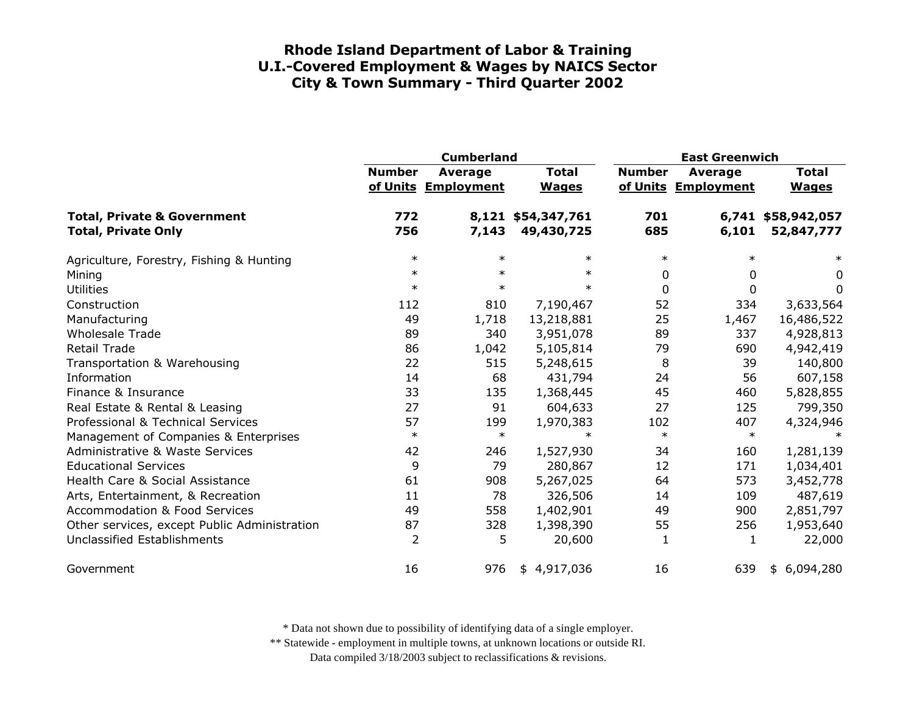# Rhode Island Department of Labor & Training
## U.I.-Covered Employment & Wages by NAICS Sector
## City & Town Summary - Third Quarter 2002

| | Cumberland | | | East Greenwich | | |
|---|---|---|---|---|---|---|
| | Number of Units | Average Employment | Total Wages | Number of Units | Average Employment | Total Wages |
| **Total, Private & Government** | **772** | **8,121** | **$54,347,761** | **701** | **6,741** | **$58,942,057** |
| **Total, Private Only** | **756** | **7,143** | **49,430,725** | **685** | **6,101** | **52,847,777** |
| Agriculture, Forestry, Fishing & Hunting | * | * | * | * | * | * |
| Mining | * | * | * | 0 | 0 | 0 |
| Utilities | * | * | * | 0 | 0 | 0 |
| Construction | 112 | 810 | 7,190,467 | 52 | 334 | 3,633,564 |
| Manufacturing | 49 | 1,718 | 13,218,881 | 25 | 1,467 | 16,486,522 |
| Wholesale Trade | 89 | 340 | 3,951,078 | 89 | 337 | 4,928,813 |
| Retail Trade | 86 | 1,042 | 5,105,814 | 79 | 690 | 4,942,419 |
| Transportation & Warehousing | 22 | 515 | 5,248,615 | 8 | 39 | 140,800 |
| Information | 14 | 68 | 431,794 | 24 | 56 | 607,158 |
| Finance & Insurance | 33 | 135 | 1,368,445 | 45 | 460 | 5,828,855 |
| Real Estate & Rental & Leasing | 27 | 91 | 604,633 | 27 | 125 | 799,350 |
| Professional & Technical Services | 57 | 199 | 1,970,383 | 102 | 407 | 4,324,946 |
| Management of Companies & Enterprises | * | * | * | * | * | * |
| Administrative & Waste Services | 42 | 246 | 1,527,930 | 34 | 160 | 1,281,139 |
| Educational Services | 9 | 79 | 280,867 | 12 | 171 | 1,034,401 |
| Health Care & Social Assistance | 61 | 908 | 5,267,025 | 64 | 573 | 3,452,778 |
| Arts, Entertainment, & Recreation | 11 | 78 | 326,506 | 14 | 109 | 487,619 |
| Accommodation & Food Services | 49 | 558 | 1,402,901 | 49 | 900 | 2,851,797 |
| Other services, except Public Administration | 87 | 328 | 1,398,390 | 55 | 256 | 1,953,640 |
| Unclassified Establishments | 2 | 5 | 20,600 | 1 | 1 | 22,000 |
| Government | 16 | 976 | $ 4,917,036 | 16 | 639 | $ 6,094,280 |

* Data not shown due to possibility of identifying data of a single employer.

** Statewide - employment in multiple towns, at unknown locations or outside RI.

Data compiled 3/18/2003 subject to reclassifications & revisions.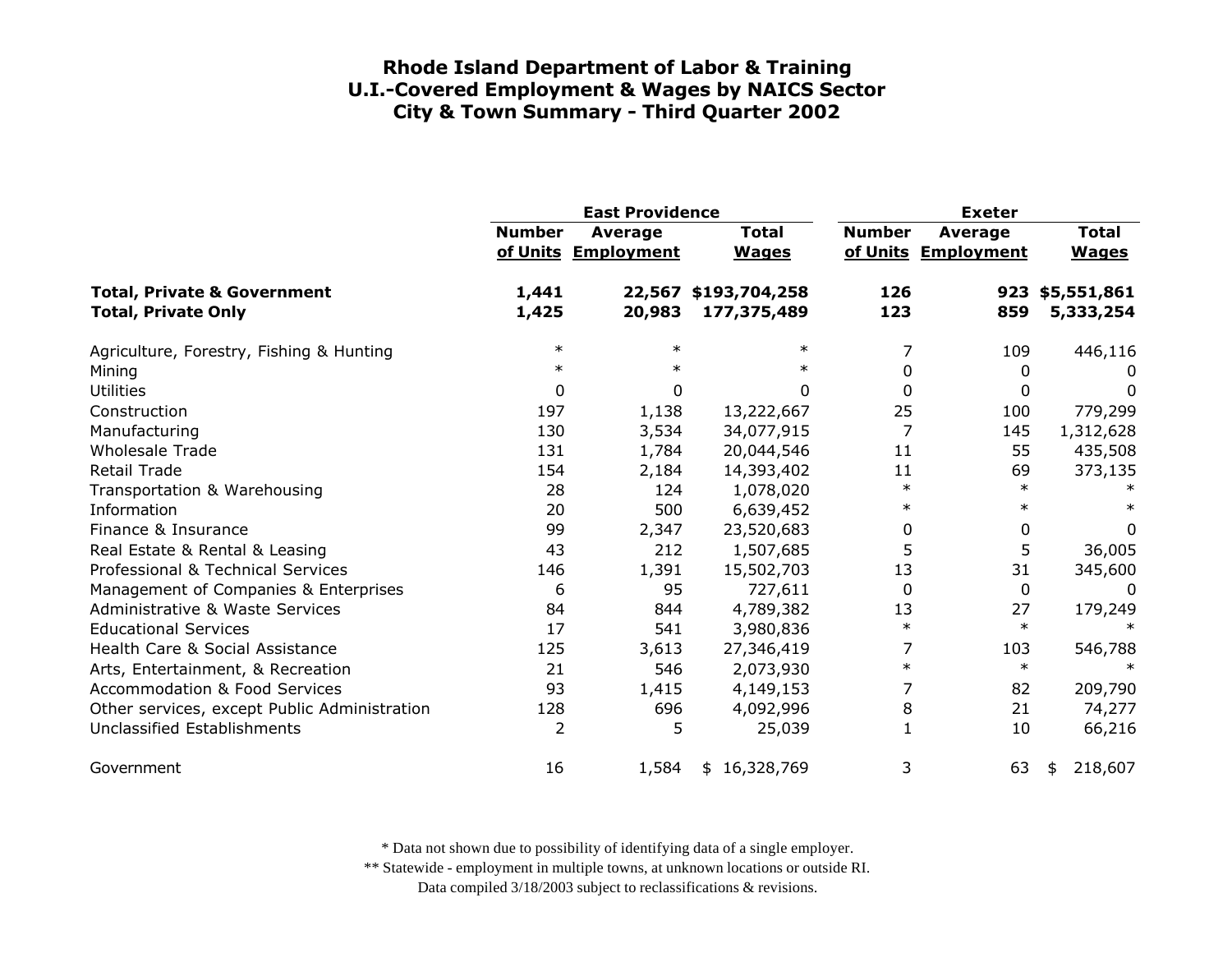# Rhode Island Department of Labor & Training
## U.I.-Covered Employment & Wages by NAICS Sector
## City & Town Summary - Third Quarter 2002

| | East Providence | | | Exeter | | |
|---|---|---|---|---|---|---|
| | Number of Units | Average Employment | Total Wages | Number of Units | Average Employment | Total Wages |
| **Total, Private & Government** | **1,441** | **22,567** | **$193,704,258** | **126** | **923** | **$5,551,861** |
| **Total, Private Only** | **1,425** | **20,983** | **177,375,489** | **123** | **859** | **5,333,254** |
| Agriculture, Forestry, Fishing & Hunting | * | * | * | 7 | 109 | 446,116 |
| Mining | * | * | * | 0 | 0 | 0 |
| Utilities | 0 | 0 | 0 | 0 | 0 | 0 |
| Construction | 197 | 1,138 | 13,222,667 | 25 | 100 | 779,299 |
| Manufacturing | 130 | 3,534 | 34,077,915 | 7 | 145 | 1,312,628 |
| Wholesale Trade | 131 | 1,784 | 20,044,546 | 11 | 55 | 435,508 |
| Retail Trade | 154 | 2,184 | 14,393,402 | 11 | 69 | 373,135 |
| Transportation & Warehousing | 28 | 124 | 1,078,020 | * | * | * |
| Information | 20 | 500 | 6,639,452 | * | * | * |
| Finance & Insurance | 99 | 2,347 | 23,520,683 | 0 | 0 | 0 |
| Real Estate & Rental & Leasing | 43 | 212 | 1,507,685 | 5 | 5 | 36,005 |
| Professional & Technical Services | 146 | 1,391 | 15,502,703 | 13 | 31 | 345,600 |
| Management of Companies & Enterprises | 6 | 95 | 727,611 | 0 | 0 | 0 |
| Administrative & Waste Services | 84 | 844 | 4,789,382 | 13 | 27 | 179,249 |
| Educational Services | 17 | 541 | 3,980,836 | * | * | * |
| Health Care & Social Assistance | 125 | 3,613 | 27,346,419 | 7 | 103 | 546,788 |
| Arts, Entertainment, & Recreation | 21 | 546 | 2,073,930 | * | * | * |
| Accommodation & Food Services | 93 | 1,415 | 4,149,153 | 7 | 82 | 209,790 |
| Other services, except Public Administration | 128 | 696 | 4,092,996 | 8 | 21 | 74,277 |
| Unclassified Establishments | 2 | 5 | 25,039 | 1 | 10 | 66,216 |
| Government | 16 | 1,584 | $ 16,328,769 | 3 | 63 | $ 218,607 |

\* Data not shown due to possibility of identifying data of a single employer.

\** Statewide - employment in multiple towns, at unknown locations or outside RI.

Data compiled 3/18/2003 subject to reclassifications & revisions.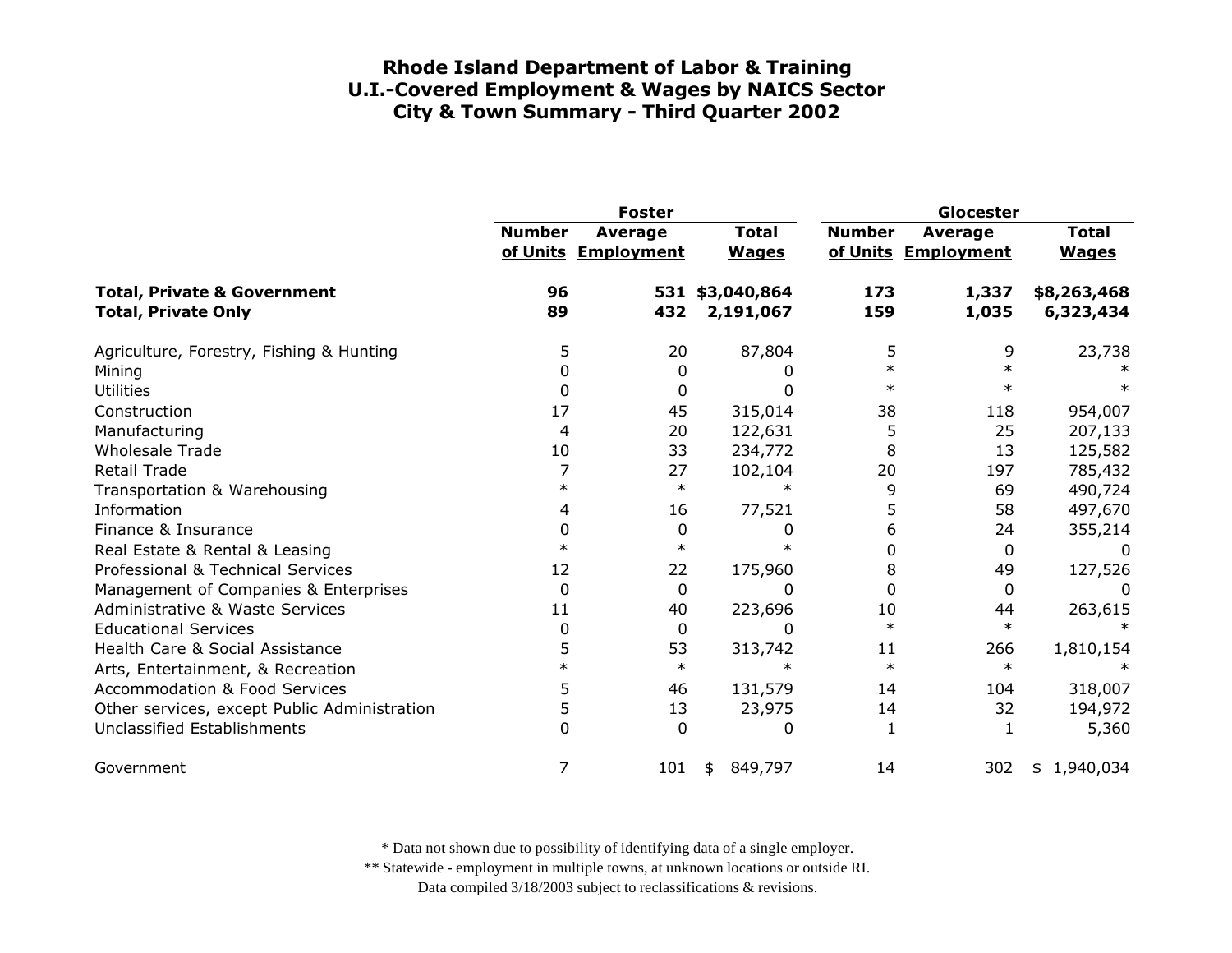# Rhode Island Department of Labor & Training
## U.I.-Covered Employment & Wages by NAICS Sector
## City & Town Summary - Third Quarter 2002

| | Foster | | | Glocester | | |
|---|---|---|---|---|---|---|
| | Number of Units | Average Employment | Total Wages | Number of Units | Average Employment | Total Wages |
| **Total, Private & Government** | **96** | **531** | **$3,040,864** | **173** | **1,337** | **$8,263,468** |
| **Total, Private Only** | **89** | **432** | **2,191,067** | **159** | **1,035** | **6,323,434** |
| Agriculture, Forestry, Fishing & Hunting | 5 | 20 | 87,804 | 5 | 9 | 23,738 |
| Mining | 0 | 0 | 0 | * | * | * |
| Utilities | 0 | 0 | 0 | * | * | * |
| Construction | 17 | 45 | 315,014 | 38 | 118 | 954,007 |
| Manufacturing | 4 | 20 | 122,631 | 5 | 25 | 207,133 |
| Wholesale Trade | 10 | 33 | 234,772 | 8 | 13 | 125,582 |
| Retail Trade | 7 | 27 | 102,104 | 20 | 197 | 785,432 |
| Transportation & Warehousing | * | * | * | 9 | 69 | 490,724 |
| Information | 4 | 16 | 77,521 | 5 | 58 | 497,670 |
| Finance & Insurance | 0 | 0 | 0 | 6 | 24 | 355,214 |
| Real Estate & Rental & Leasing | * | * | * | 0 | 0 | 0 |
| Professional & Technical Services | 12 | 22 | 175,960 | 8 | 49 | 127,526 |
| Management of Companies & Enterprises | 0 | 0 | 0 | 0 | 0 | 0 |
| Administrative & Waste Services | 11 | 40 | 223,696 | 10 | 44 | 263,615 |
| Educational Services | 0 | 0 | 0 | * | * | * |
| Health Care & Social Assistance | 5 | 53 | 313,742 | 11 | 266 | 1,810,154 |
| Arts, Entertainment, & Recreation | * | * | * | * | * | * |
| Accommodation & Food Services | 5 | 46 | 131,579 | 14 | 104 | 318,007 |
| Other services, except Public Administration | 5 | 13 | 23,975 | 14 | 32 | 194,972 |
| Unclassified Establishments | 0 | 0 | 0 | 1 | 1 | 5,360 |
| Government | 7 | 101 | $ 849,797 | 14 | 302 | $ 1,940,034 |

\* Data not shown due to possibility of identifying data of a single employer.

\*\* Statewide - employment in multiple towns, at unknown locations or outside RI.

Data compiled 3/18/2003 subject to reclassifications & revisions.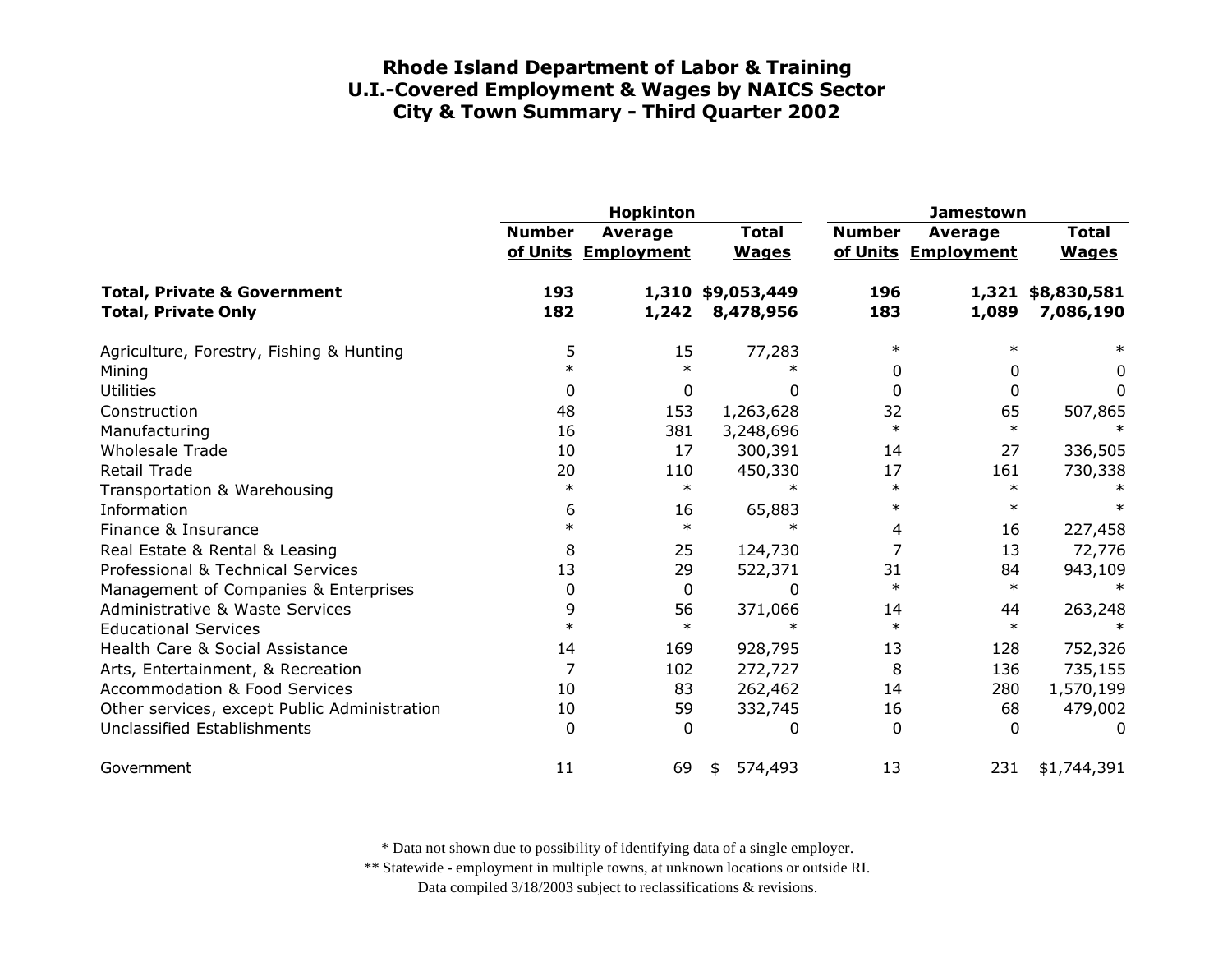# Rhode Island Department of Labor & Training
# U.I.-Covered Employment & Wages by NAICS Sector
# City & Town Summary - Third Quarter 2002

| | Hopkinton | | | Jamestown | | |
|---|---|---|---|---|---|---|
| | Number of Units | Average Employment | Total Wages | Number of Units | Average Employment | Total Wages |
| **Total, Private & Government** | **193** | **1,310** | **$9,053,449** | **196** | **1,321** | **$8,830,581** |
| **Total, Private Only** | **182** | **1,242** | **8,478,956** | **183** | **1,089** | **7,086,190** |
| Agriculture, Forestry, Fishing & Hunting | 5 | 15 | 77,283 | * | * | * |
| Mining | * | * | * | 0 | 0 | 0 |
| Utilities | 0 | 0 | 0 | 0 | 0 | 0 |
| Construction | 48 | 153 | 1,263,628 | 32 | 65 | 507,865 |
| Manufacturing | 16 | 381 | 3,248,696 | * | * | * |
| Wholesale Trade | 10 | 17 | 300,391 | 14 | 27 | 336,505 |
| Retail Trade | 20 | 110 | 450,330 | 17 | 161 | 730,338 |
| Transportation & Warehousing | * | * | * | * | * | * |
| Information | 6 | 16 | 65,883 | * | * | * |
| Finance & Insurance | * | * | * | 4 | 16 | 227,458 |
| Real Estate & Rental & Leasing | 8 | 25 | 124,730 | 7 | 13 | 72,776 |
| Professional & Technical Services | 13 | 29 | 522,371 | 31 | 84 | 943,109 |
| Management of Companies & Enterprises | 0 | 0 | 0 | * | * | * |
| Administrative & Waste Services | 9 | 56 | 371,066 | 14 | 44 | 263,248 |
| Educational Services | * | * | * | * | * | * |
| Health Care & Social Assistance | 14 | 169 | 928,795 | 13 | 128 | 752,326 |
| Arts, Entertainment, & Recreation | 7 | 102 | 272,727 | 8 | 136 | 735,155 |
| Accommodation & Food Services | 10 | 83 | 262,462 | 14 | 280 | 1,570,199 |
| Other services, except Public Administration | 10 | 59 | 332,745 | 16 | 68 | 479,002 |
| Unclassified Establishments | 0 | 0 | 0 | 0 | 0 | 0 |
| Government | 11 | 69 | $ 574,493 | 13 | 231 | $1,744,391 |

* Data not shown due to possibility of identifying data of a single employer.

** Statewide - employment in multiple towns, at unknown locations or outside RI.

Data compiled 3/18/2003 subject to reclassifications & revisions.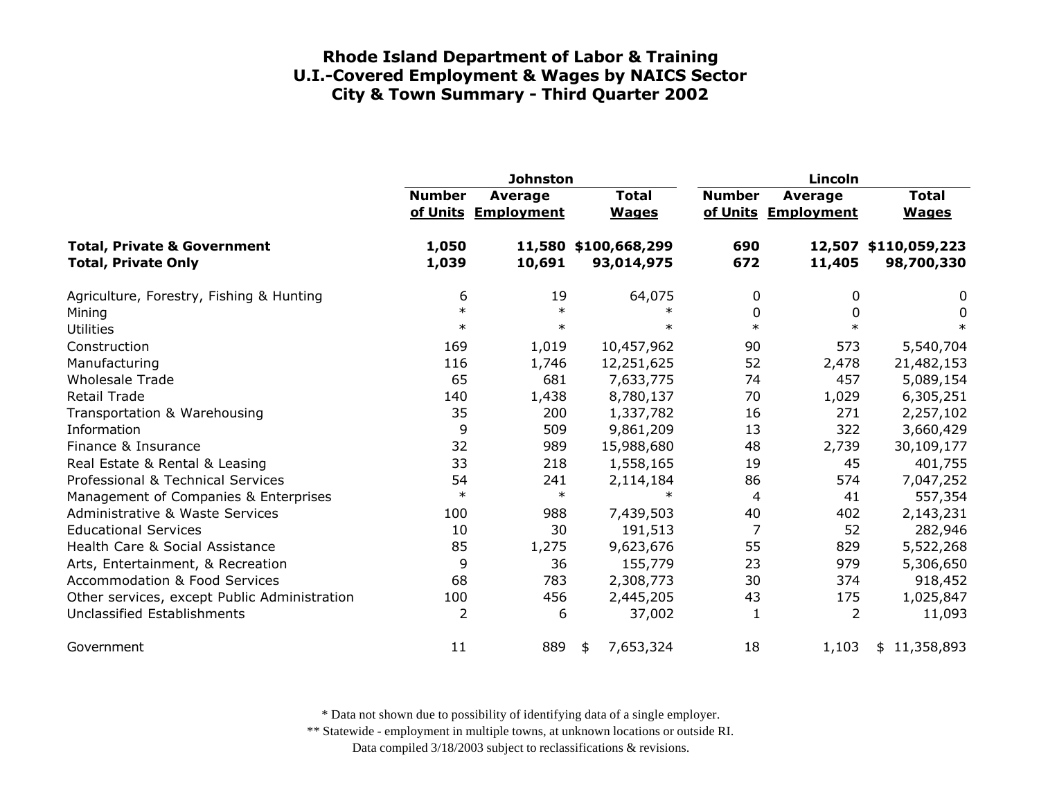# Rhode Island Department of Labor & Training
## U.I.-Covered Employment & Wages by NAICS Sector
## City & Town Summary - Third Quarter 2002

| | Johnston | | | Lincoln | | |
|---|---|---|---|---|---|---|
| | Number of Units | Average Employment | Total Wages | Number of Units | Average Employment | Total Wages |
| **Total, Private & Government** | **1,050** | **11,580** | **$100,668,299** | **690** | **12,507** | **$110,059,223** |
| **Total, Private Only** | **1,039** | **10,691** | **93,014,975** | **672** | **11,405** | **98,700,330** |
| Agriculture, Forestry, Fishing & Hunting | 6 | 19 | 64,075 | 0 | 0 | 0 |
| Mining | * | * | * | 0 | 0 | 0 |
| Utilities | * | * | * | * | * | * |
| Construction | 169 | 1,019 | 10,457,962 | 90 | 573 | 5,540,704 |
| Manufacturing | 116 | 1,746 | 12,251,625 | 52 | 2,478 | 21,482,153 |
| Wholesale Trade | 65 | 681 | 7,633,775 | 74 | 457 | 5,089,154 |
| Retail Trade | 140 | 1,438 | 8,780,137 | 70 | 1,029 | 6,305,251 |
| Transportation & Warehousing | 35 | 200 | 1,337,782 | 16 | 271 | 2,257,102 |
| Information | 9 | 509 | 9,861,209 | 13 | 322 | 3,660,429 |
| Finance & Insurance | 32 | 989 | 15,988,680 | 48 | 2,739 | 30,109,177 |
| Real Estate & Rental & Leasing | 33 | 218 | 1,558,165 | 19 | 45 | 401,755 |
| Professional & Technical Services | 54 | 241 | 2,114,184 | 86 | 574 | 7,047,252 |
| Management of Companies & Enterprises | * | * | * | 4 | 41 | 557,354 |
| Administrative & Waste Services | 100 | 988 | 7,439,503 | 40 | 402 | 2,143,231 |
| Educational Services | 10 | 30 | 191,513 | 7 | 52 | 282,946 |
| Health Care & Social Assistance | 85 | 1,275 | 9,623,676 | 55 | 829 | 5,522,268 |
| Arts, Entertainment, & Recreation | 9 | 36 | 155,779 | 23 | 979 | 5,306,650 |
| Accommodation & Food Services | 68 | 783 | 2,308,773 | 30 | 374 | 918,452 |
| Other services, except Public Administration | 100 | 456 | 2,445,205 | 43 | 175 | 1,025,847 |
| Unclassified Establishments | 2 | 6 | 37,002 | 1 | 2 | 11,093 |
| Government | 11 | 889 | $ 7,653,324 | 18 | 1,103 | $ 11,358,893 |

* Data not shown due to possibility of identifying data of a single employer.

** Statewide - employment in multiple towns, at unknown locations or outside RI.

Data compiled 3/18/2003 subject to reclassifications & revisions.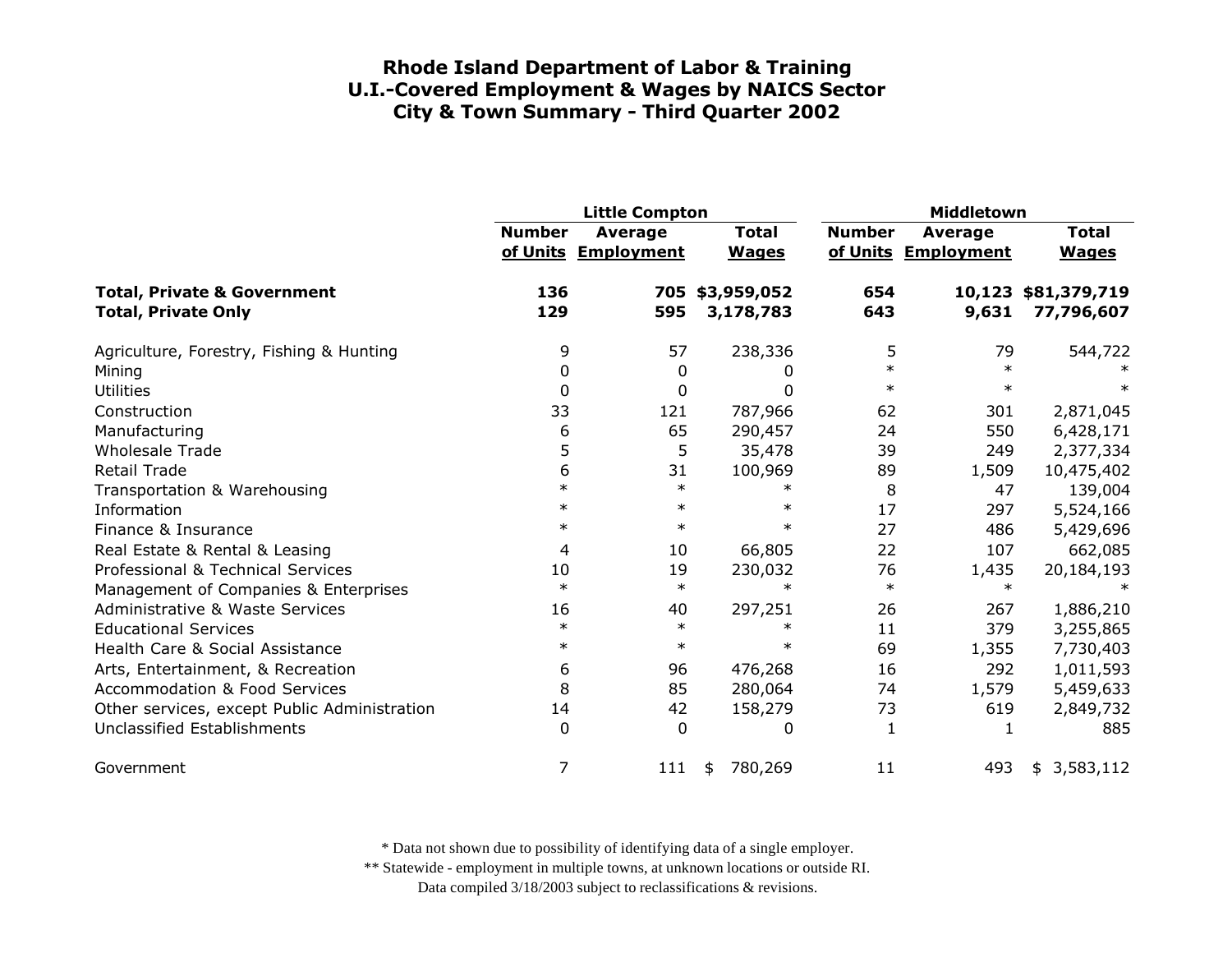# Rhode Island Department of Labor & Training
## U.I.-Covered Employment & Wages by NAICS Sector
## City & Town Summary - Third Quarter 2002

| | Little Compton | | | Middletown | | |
|---|---|---|---|---|---|---|
| | Number of Units | Average Employment | Total Wages | Number of Units | Average Employment | Total Wages |
| **Total, Private & Government** | **136** | **705** | **$3,959,052** | **654** | **10,123** | **$81,379,719** |
| **Total, Private Only** | **129** | **595** | **3,178,783** | **643** | **9,631** | **77,796,607** |
| Agriculture, Forestry, Fishing & Hunting | 9 | 57 | 238,336 | 5 | 79 | 544,722 |
| Mining | 0 | 0 | 0 | * | * | * |
| Utilities | 0 | 0 | 0 | * | * | * |
| Construction | 33 | 121 | 787,966 | 62 | 301 | 2,871,045 |
| Manufacturing | 6 | 65 | 290,457 | 24 | 550 | 6,428,171 |
| Wholesale Trade | 5 | 5 | 35,478 | 39 | 249 | 2,377,334 |
| Retail Trade | 6 | 31 | 100,969 | 89 | 1,509 | 10,475,402 |
| Transportation & Warehousing | * | * | * | 8 | 47 | 139,004 |
| Information | * | * | * | 17 | 297 | 5,524,166 |
| Finance & Insurance | * | * | * | 27 | 486 | 5,429,696 |
| Real Estate & Rental & Leasing | 4 | 10 | 66,805 | 22 | 107 | 662,085 |
| Professional & Technical Services | 10 | 19 | 230,032 | 76 | 1,435 | 20,184,193 |
| Management of Companies & Enterprises | * | * | * | * | * | * |
| Administrative & Waste Services | 16 | 40 | 297,251 | 26 | 267 | 1,886,210 |
| Educational Services | * | * | * | 11 | 379 | 3,255,865 |
| Health Care & Social Assistance | * | * | * | 69 | 1,355 | 7,730,403 |
| Arts, Entertainment, & Recreation | 6 | 96 | 476,268 | 16 | 292 | 1,011,593 |
| Accommodation & Food Services | 8 | 85 | 280,064 | 74 | 1,579 | 5,459,633 |
| Other services, except Public Administration | 14 | 42 | 158,279 | 73 | 619 | 2,849,732 |
| Unclassified Establishments | 0 | 0 | 0 | 1 | 1 | 885 |
| Government | 7 | 111 | $ 780,269 | 11 | 493 | $ 3,583,112 |

\* Data not shown due to possibility of identifying data of a single employer.

\** Statewide - employment in multiple towns, at unknown locations or outside RI.

Data compiled 3/18/2003 subject to reclassifications & revisions.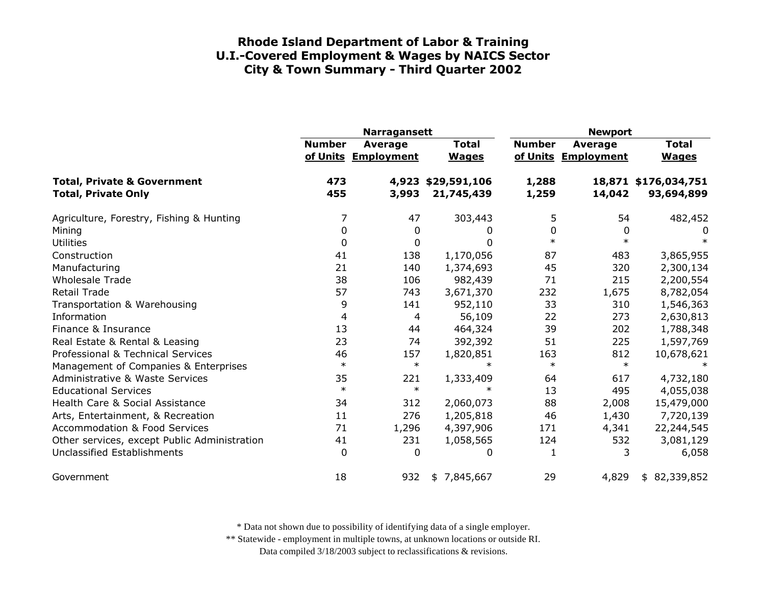# Rhode Island Department of Labor & Training
## U.I.-Covered Employment & Wages by NAICS Sector
## City & Town Summary - Third Quarter 2002

| | Narragansett | | | Newport | | |
|---|---|---|---|---|---|---|
| | Number of Units | Average Employment | Total Wages | Number of Units | Average Employment | Total Wages |
| **Total, Private & Government** | **473** | **4,923** | **$29,591,106** | **1,288** | **18,871** | **$176,034,751** |
| **Total, Private Only** | **455** | **3,993** | **21,745,439** | **1,259** | **14,042** | **93,694,899** |
| Agriculture, Forestry, Fishing & Hunting | 7 | 47 | 303,443 | 5 | 54 | 482,452 |
| Mining | 0 | 0 | 0 | 0 | 0 | 0 |
| Utilities | 0 | 0 | 0 | * | * | * |
| Construction | 41 | 138 | 1,170,056 | 87 | 483 | 3,865,955 |
| Manufacturing | 21 | 140 | 1,374,693 | 45 | 320 | 2,300,134 |
| Wholesale Trade | 38 | 106 | 982,439 | 71 | 215 | 2,200,554 |
| Retail Trade | 57 | 743 | 3,671,370 | 232 | 1,675 | 8,782,054 |
| Transportation & Warehousing | 9 | 141 | 952,110 | 33 | 310 | 1,546,363 |
| Information | 4 | 4 | 56,109 | 22 | 273 | 2,630,813 |
| Finance & Insurance | 13 | 44 | 464,324 | 39 | 202 | 1,788,348 |
| Real Estate & Rental & Leasing | 23 | 74 | 392,392 | 51 | 225 | 1,597,769 |
| Professional & Technical Services | 46 | 157 | 1,820,851 | 163 | 812 | 10,678,621 |
| Management of Companies & Enterprises | * | * | * | * | * | * |
| Administrative & Waste Services | 35 | 221 | 1,333,409 | 64 | 617 | 4,732,180 |
| Educational Services | * | * | * | 13 | 495 | 4,055,038 |
| Health Care & Social Assistance | 34 | 312 | 2,060,073 | 88 | 2,008 | 15,479,000 |
| Arts, Entertainment, & Recreation | 11 | 276 | 1,205,818 | 46 | 1,430 | 7,720,139 |
| Accommodation & Food Services | 71 | 1,296 | 4,397,906 | 171 | 4,341 | 22,244,545 |
| Other services, except Public Administration | 41 | 231 | 1,058,565 | 124 | 532 | 3,081,129 |
| Unclassified Establishments | 0 | 0 | 0 | 1 | 3 | 6,058 |
| Government | 18 | 932 | $ 7,845,667 | 29 | 4,829 | $ 82,339,852 |

\* Data not shown due to possibility of identifying data of a single employer.

\*\* Statewide - employment in multiple towns, at unknown locations or outside RI.

Data compiled 3/18/2003 subject to reclassifications & revisions.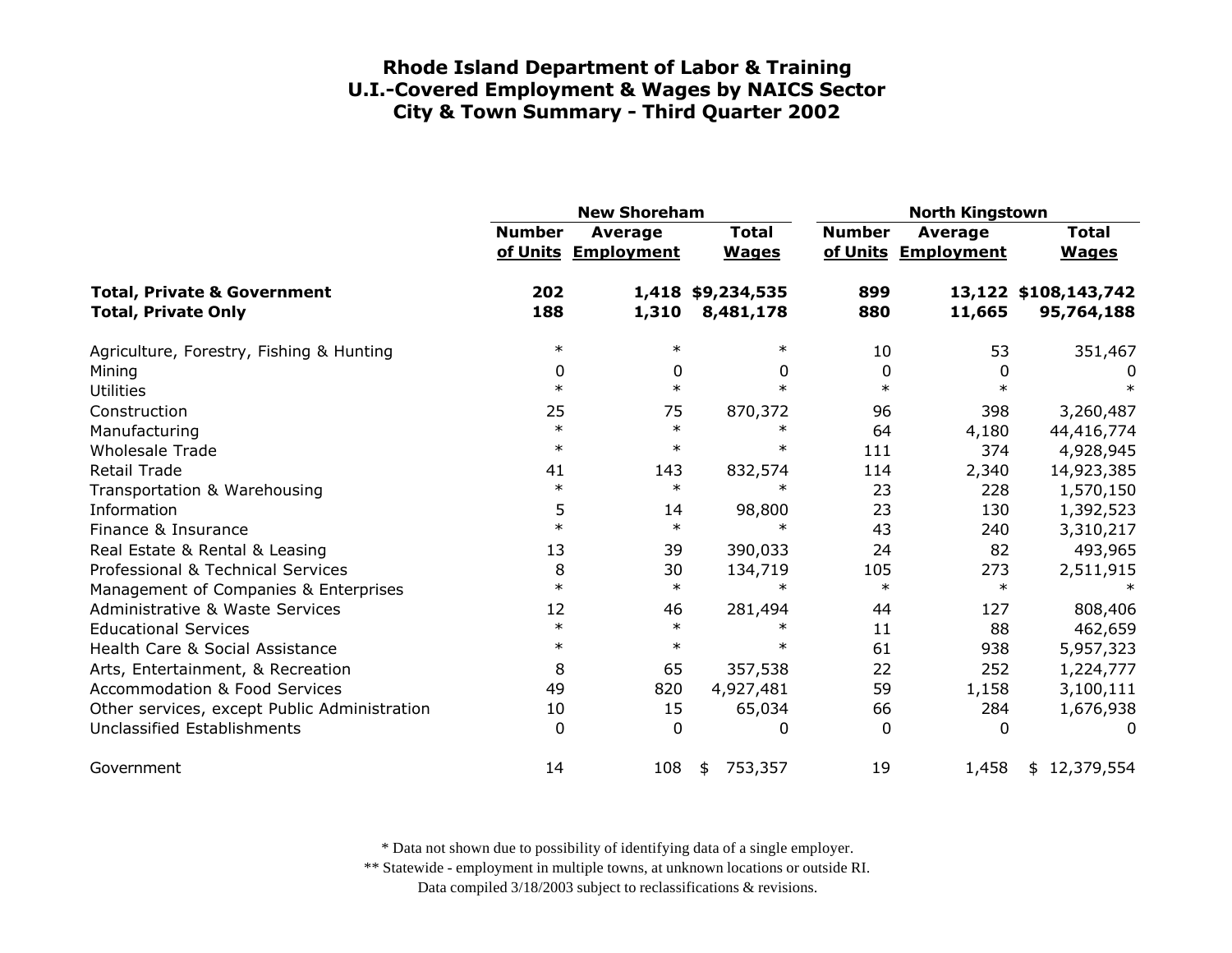# Rhode Island Department of Labor & Training
## U.I.-Covered Employment & Wages by NAICS Sector
## City & Town Summary - Third Quarter 2002

| | New Shoreham | | | North Kingstown | | |
|---|---|---|---|---|---|---|
| | Number of Units | Average Employment | Total Wages | Number of Units | Average Employment | Total Wages |
| **Total, Private & Government** | **202** | **1,418** | **$9,234,535** | **899** | **13,122** | **$108,143,742** |
| **Total, Private Only** | **188** | **1,310** | **8,481,178** | **880** | **11,665** | **95,764,188** |
| Agriculture, Forestry, Fishing & Hunting | * | * | * | 10 | 53 | 351,467 |
| Mining | 0 | 0 | 0 | 0 | 0 | 0 |
| Utilities | * | * | * | * | * | * |
| Construction | 25 | 75 | 870,372 | 96 | 398 | 3,260,487 |
| Manufacturing | * | * | * | 64 | 4,180 | 44,416,774 |
| Wholesale Trade | * | * | * | 111 | 374 | 4,928,945 |
| Retail Trade | 41 | 143 | 832,574 | 114 | 2,340 | 14,923,385 |
| Transportation & Warehousing | * | * | * | 23 | 228 | 1,570,150 |
| Information | 5 | 14 | 98,800 | 23 | 130 | 1,392,523 |
| Finance & Insurance | * | * | * | 43 | 240 | 3,310,217 |
| Real Estate & Rental & Leasing | 13 | 39 | 390,033 | 24 | 82 | 493,965 |
| Professional & Technical Services | 8 | 30 | 134,719 | 105 | 273 | 2,511,915 |
| Management of Companies & Enterprises | * | * | * | * | * | * |
| Administrative & Waste Services | 12 | 46 | 281,494 | 44 | 127 | 808,406 |
| Educational Services | * | * | * | 11 | 88 | 462,659 |
| Health Care & Social Assistance | * | * | * | 61 | 938 | 5,957,323 |
| Arts, Entertainment, & Recreation | 8 | 65 | 357,538 | 22 | 252 | 1,224,777 |
| Accommodation & Food Services | 49 | 820 | 4,927,481 | 59 | 1,158 | 3,100,111 |
| Other services, except Public Administration | 10 | 15 | 65,034 | 66 | 284 | 1,676,938 |
| Unclassified Establishments | 0 | 0 | 0 | 0 | 0 | 0 |
| Government | 14 | 108 | $ 753,357 | 19 | 1,458 | $ 12,379,554 |

\* Data not shown due to possibility of identifying data of a single employer.
\** Statewide - employment in multiple towns, at unknown locations or outside RI.
Data compiled 3/18/2003 subject to reclassifications & revisions.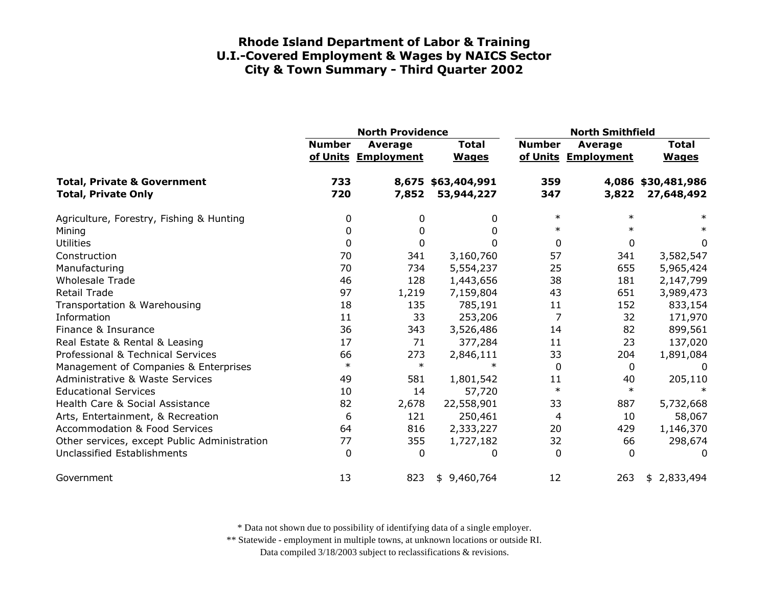# Rhode Island Department of Labor & Training
# U.I.-Covered Employment & Wages by NAICS Sector
# City & Town Summary - Third Quarter 2002

| | North Providence | | | North Smithfield | | |
|---|---|---|---|---|---|---|
| | Number of Units | Average Employment | Total Wages | Number of Units | Average Employment | Total Wages |
| **Total, Private & Government** | **733** | **8,675** | **$63,404,991** | **359** | **4,086** | **$30,481,986** |
| **Total, Private Only** | **720** | **7,852** | **53,944,227** | **347** | **3,822** | **27,648,492** |
| Agriculture, Forestry, Fishing & Hunting | 0 | 0 | 0 | * | * | * |
| Mining | 0 | 0 | 0 | * | * | * |
| Utilities | 0 | 0 | 0 | 0 | 0 | 0 |
| Construction | 70 | 341 | 3,160,760 | 57 | 341 | 3,582,547 |
| Manufacturing | 70 | 734 | 5,554,237 | 25 | 655 | 5,965,424 |
| Wholesale Trade | 46 | 128 | 1,443,656 | 38 | 181 | 2,147,799 |
| Retail Trade | 97 | 1,219 | 7,159,804 | 43 | 651 | 3,989,473 |
| Transportation & Warehousing | 18 | 135 | 785,191 | 11 | 152 | 833,154 |
| Information | 11 | 33 | 253,206 | 7 | 32 | 171,970 |
| Finance & Insurance | 36 | 343 | 3,526,486 | 14 | 82 | 899,561 |
| Real Estate & Rental & Leasing | 17 | 71 | 377,284 | 11 | 23 | 137,020 |
| Professional & Technical Services | 66 | 273 | 2,846,111 | 33 | 204 | 1,891,084 |
| Management of Companies & Enterprises | * | * | * | 0 | 0 | 0 |
| Administrative & Waste Services | 49 | 581 | 1,801,542 | 11 | 40 | 205,110 |
| Educational Services | 10 | 14 | 57,720 | * | * | * |
| Health Care & Social Assistance | 82 | 2,678 | 22,558,901 | 33 | 887 | 5,732,668 |
| Arts, Entertainment, & Recreation | 6 | 121 | 250,461 | 4 | 10 | 58,067 |
| Accommodation & Food Services | 64 | 816 | 2,333,227 | 20 | 429 | 1,146,370 |
| Other services, except Public Administration | 77 | 355 | 1,727,182 | 32 | 66 | 298,674 |
| Unclassified Establishments | 0 | 0 | 0 | 0 | 0 | 0 |
| Government | 13 | 823 | $ 9,460,764 | 12 | 263 | $ 2,833,494 |

\* Data not shown due to possibility of identifying data of a single employer.

\*\* Statewide - employment in multiple towns, at unknown locations or outside RI.

Data compiled 3/18/2003 subject to reclassifications & revisions.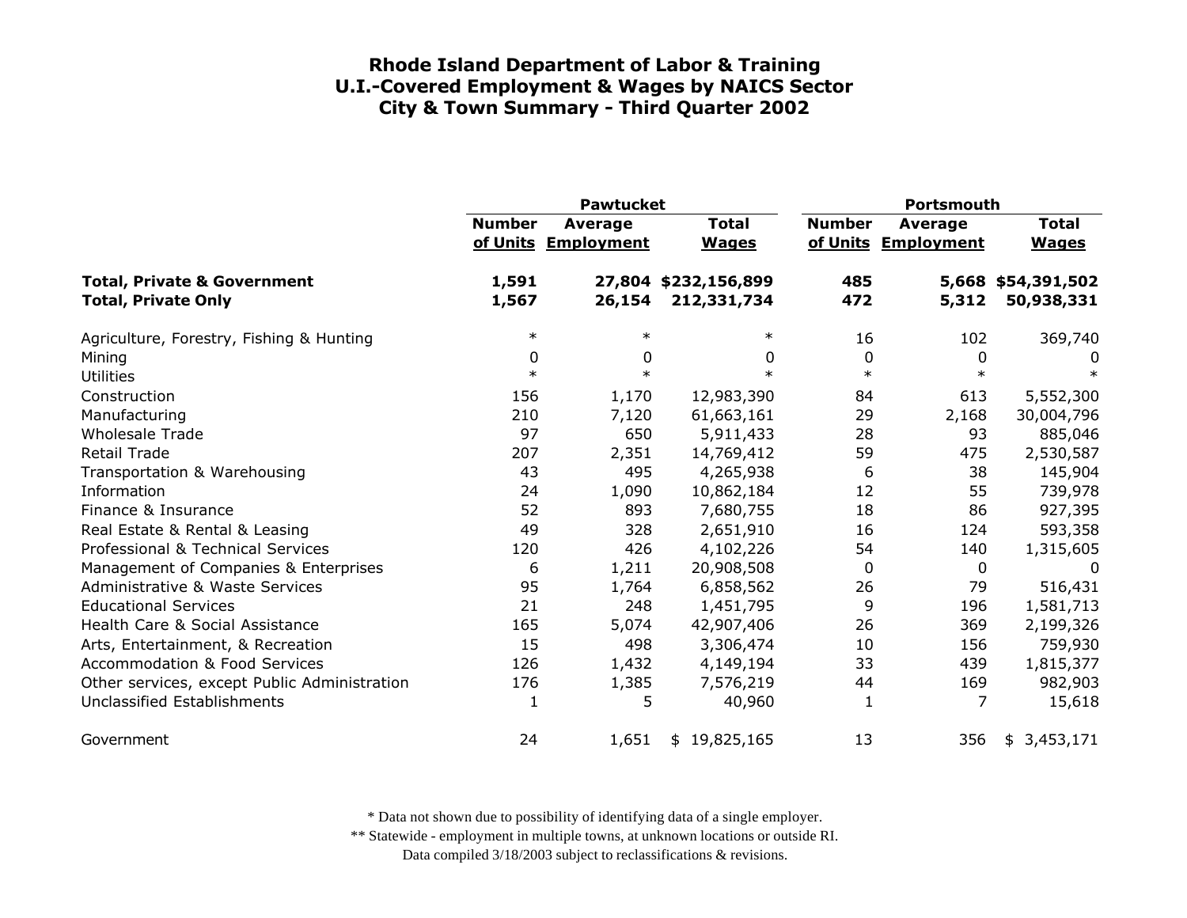# Rhode Island Department of Labor & Training
# U.I.-Covered Employment & Wages by NAICS Sector
# City & Town Summary - Third Quarter 2002

| | Pawtucket | | | Portsmouth | | |
|---|---|---|---|---|---|---|
| | Number of Units | Average Employment | Total Wages | Number of Units | Average Employment | Total Wages |
| **Total, Private & Government** | **1,591** | **27,804** | **$232,156,899** | **485** | **5,668** | **$54,391,502** |
| **Total, Private Only** | **1,567** | **26,154** | **212,331,734** | **472** | **5,312** | **50,938,331** |
| Agriculture, Forestry, Fishing & Hunting | * | * | * | 16 | 102 | 369,740 |
| Mining | 0 | 0 | 0 | 0 | 0 | 0 |
| Utilities | * | * | * | * | * | * |
| Construction | 156 | 1,170 | 12,983,390 | 84 | 613 | 5,552,300 |
| Manufacturing | 210 | 7,120 | 61,663,161 | 29 | 2,168 | 30,004,796 |
| Wholesale Trade | 97 | 650 | 5,911,433 | 28 | 93 | 885,046 |
| Retail Trade | 207 | 2,351 | 14,769,412 | 59 | 475 | 2,530,587 |
| Transportation & Warehousing | 43 | 495 | 4,265,938 | 6 | 38 | 145,904 |
| Information | 24 | 1,090 | 10,862,184 | 12 | 55 | 739,978 |
| Finance & Insurance | 52 | 893 | 7,680,755 | 18 | 86 | 927,395 |
| Real Estate & Rental & Leasing | 49 | 328 | 2,651,910 | 16 | 124 | 593,358 |
| Professional & Technical Services | 120 | 426 | 4,102,226 | 54 | 140 | 1,315,605 |
| Management of Companies & Enterprises | 6 | 1,211 | 20,908,508 | 0 | 0 | 0 |
| Administrative & Waste Services | 95 | 1,764 | 6,858,562 | 26 | 79 | 516,431 |
| Educational Services | 21 | 248 | 1,451,795 | 9 | 196 | 1,581,713 |
| Health Care & Social Assistance | 165 | 5,074 | 42,907,406 | 26 | 369 | 2,199,326 |
| Arts, Entertainment, & Recreation | 15 | 498 | 3,306,474 | 10 | 156 | 759,930 |
| Accommodation & Food Services | 126 | 1,432 | 4,149,194 | 33 | 439 | 1,815,377 |
| Other services, except Public Administration | 176 | 1,385 | 7,576,219 | 44 | 169 | 982,903 |
| Unclassified Establishments | 1 | 5 | 40,960 | 1 | 7 | 15,618 |
| Government | 24 | 1,651 | $ 19,825,165 | 13 | 356 | $ 3,453,171 |

\* Data not shown due to possibility of identifying data of a single employer.

** Statewide - employment in multiple towns, at unknown locations or outside RI.

Data compiled 3/18/2003 subject to reclassifications & revisions.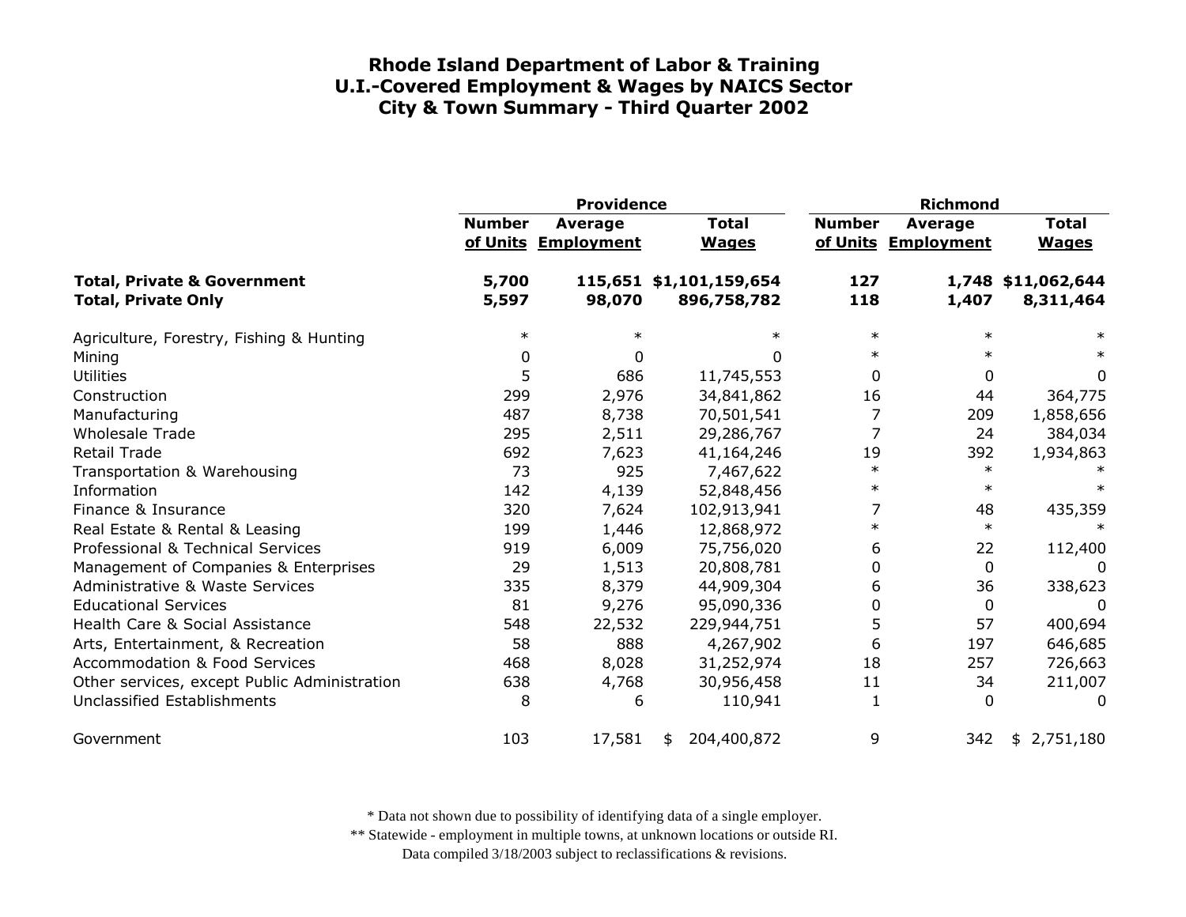# Rhode Island Department of Labor & Training
## U.I.-Covered Employment & Wages by NAICS Sector
## City & Town Summary - Third Quarter 2002

| | Providence | | | Richmond | | |
|---|---|---|---|---|---|---|
| | Number of Units | Average Employment | Total Wages | Number of Units | Average Employment | Total Wages |
| **Total, Private & Government** | **5,700** | **115,651** | **$1,101,159,654** | **127** | **1,748** | **$11,062,644** |
| **Total, Private Only** | **5,597** | **98,070** | **896,758,782** | **118** | **1,407** | **8,311,464** |
| Agriculture, Forestry, Fishing & Hunting | * | * | * | * | * | * |
| Mining | 0 | 0 | 0 | * | * | * |
| Utilities | 5 | 686 | 11,745,553 | 0 | 0 | 0 |
| Construction | 299 | 2,976 | 34,841,862 | 16 | 44 | 364,775 |
| Manufacturing | 487 | 8,738 | 70,501,541 | 7 | 209 | 1,858,656 |
| Wholesale Trade | 295 | 2,511 | 29,286,767 | 7 | 24 | 384,034 |
| Retail Trade | 692 | 7,623 | 41,164,246 | 19 | 392 | 1,934,863 |
| Transportation & Warehousing | 73 | 925 | 7,467,622 | * | * | * |
| Information | 142 | 4,139 | 52,848,456 | * | * | * |
| Finance & Insurance | 320 | 7,624 | 102,913,941 | 7 | 48 | 435,359 |
| Real Estate & Rental & Leasing | 199 | 1,446 | 12,868,972 | * | * | * |
| Professional & Technical Services | 919 | 6,009 | 75,756,020 | 6 | 22 | 112,400 |
| Management of Companies & Enterprises | 29 | 1,513 | 20,808,781 | 0 | 0 | 0 |
| Administrative & Waste Services | 335 | 8,379 | 44,909,304 | 6 | 36 | 338,623 |
| Educational Services | 81 | 9,276 | 95,090,336 | 0 | 0 | 0 |
| Health Care & Social Assistance | 548 | 22,532 | 229,944,751 | 5 | 57 | 400,694 |
| Arts, Entertainment, & Recreation | 58 | 888 | 4,267,902 | 6 | 197 | 646,685 |
| Accommodation & Food Services | 468 | 8,028 | 31,252,974 | 18 | 257 | 726,663 |
| Other services, except Public Administration | 638 | 4,768 | 30,956,458 | 11 | 34 | 211,007 |
| Unclassified Establishments | 8 | 6 | 110,941 | 1 | 0 | 0 |
| Government | 103 | 17,581 | $ 204,400,872 | 9 | 342 | $ 2,751,180 |

\* Data not shown due to possibility of identifying data of a single employer.

** Statewide - employment in multiple towns, at unknown locations or outside RI.

Data compiled 3/18/2003 subject to reclassifications & revisions.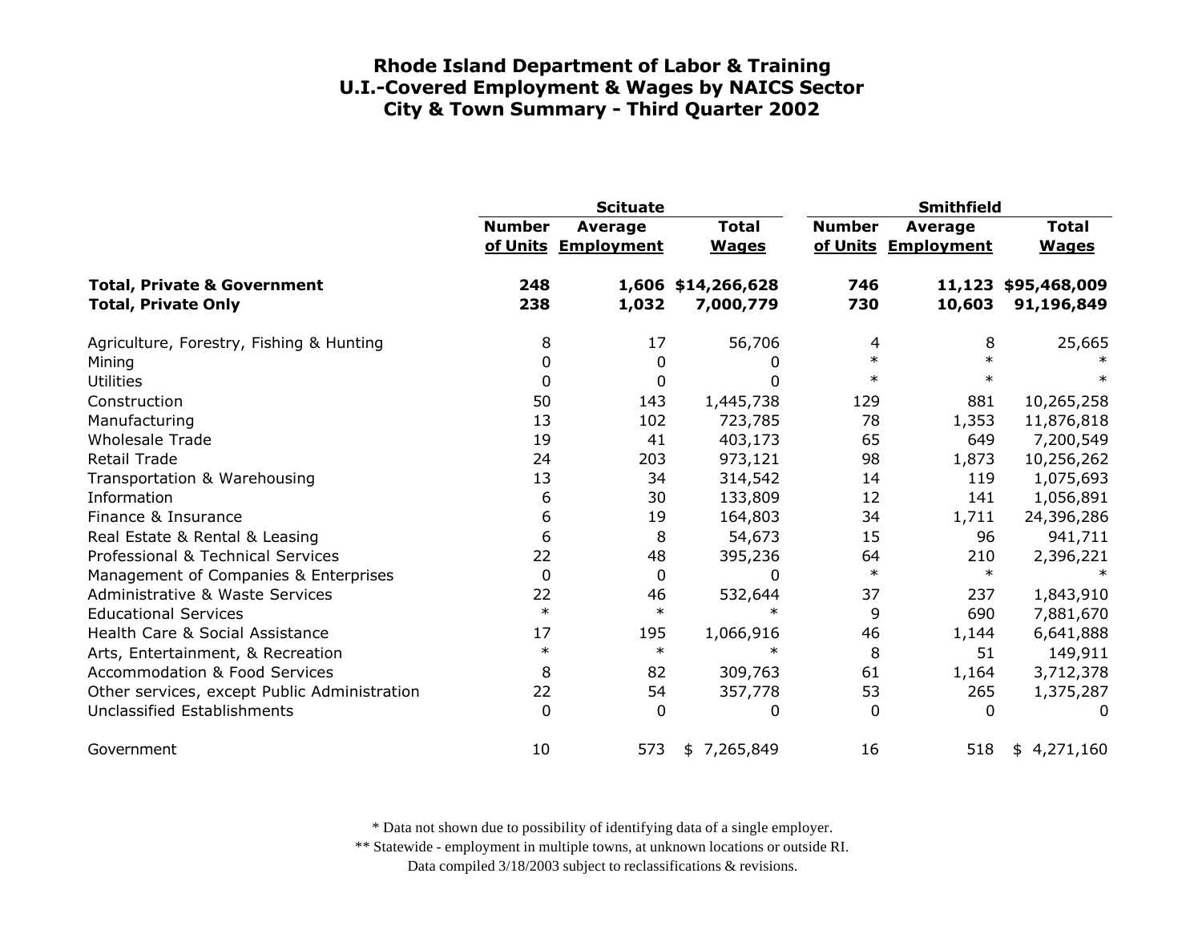# Rhode Island Department of Labor & Training
## U.I.-Covered Employment & Wages by NAICS Sector
## City & Town Summary - Third Quarter 2002

| | Scituate | | | Smithfield | | |
|---|---|---|---|---|---|---|
| | Number of Units | Average Employment | Total Wages | Number of Units | Average Employment | Total Wages |
| **Total, Private & Government** | **248** | **1,606** | **$14,266,628** | **746** | **11,123** | **$95,468,009** |
| **Total, Private Only** | **238** | **1,032** | **7,000,779** | **730** | **10,603** | **91,196,849** |
| Agriculture, Forestry, Fishing & Hunting | 8 | 17 | 56,706 | 4 | 8 | 25,665 |
| Mining | 0 | 0 | 0 | * | * | * |
| Utilities | 0 | 0 | 0 | * | * | * |
| Construction | 50 | 143 | 1,445,738 | 129 | 881 | 10,265,258 |
| Manufacturing | 13 | 102 | 723,785 | 78 | 1,353 | 11,876,818 |
| Wholesale Trade | 19 | 41 | 403,173 | 65 | 649 | 7,200,549 |
| Retail Trade | 24 | 203 | 973,121 | 98 | 1,873 | 10,256,262 |
| Transportation & Warehousing | 13 | 34 | 314,542 | 14 | 119 | 1,075,693 |
| Information | 6 | 30 | 133,809 | 12 | 141 | 1,056,891 |
| Finance & Insurance | 6 | 19 | 164,803 | 34 | 1,711 | 24,396,286 |
| Real Estate & Rental & Leasing | 6 | 8 | 54,673 | 15 | 96 | 941,711 |
| Professional & Technical Services | 22 | 48 | 395,236 | 64 | 210 | 2,396,221 |
| Management of Companies & Enterprises | 0 | 0 | 0 | * | * | * |
| Administrative & Waste Services | 22 | 46 | 532,644 | 37 | 237 | 1,843,910 |
| Educational Services | * | * | * | 9 | 690 | 7,881,670 |
| Health Care & Social Assistance | 17 | 195 | 1,066,916 | 46 | 1,144 | 6,641,888 |
| Arts, Entertainment, & Recreation | * | * | * | 8 | 51 | 149,911 |
| Accommodation & Food Services | 8 | 82 | 309,763 | 61 | 1,164 | 3,712,378 |
| Other services, except Public Administration | 22 | 54 | 357,778 | 53 | 265 | 1,375,287 |
| Unclassified Establishments | 0 | 0 | 0 | 0 | 0 | 0 |
| Government | 10 | 573 | $ 7,265,849 | 16 | 518 | $ 4,271,160 |

\* Data not shown due to possibility of identifying data of a single employer.

\** Statewide - employment in multiple towns, at unknown locations or outside RI.

Data compiled 3/18/2003 subject to reclassifications & revisions.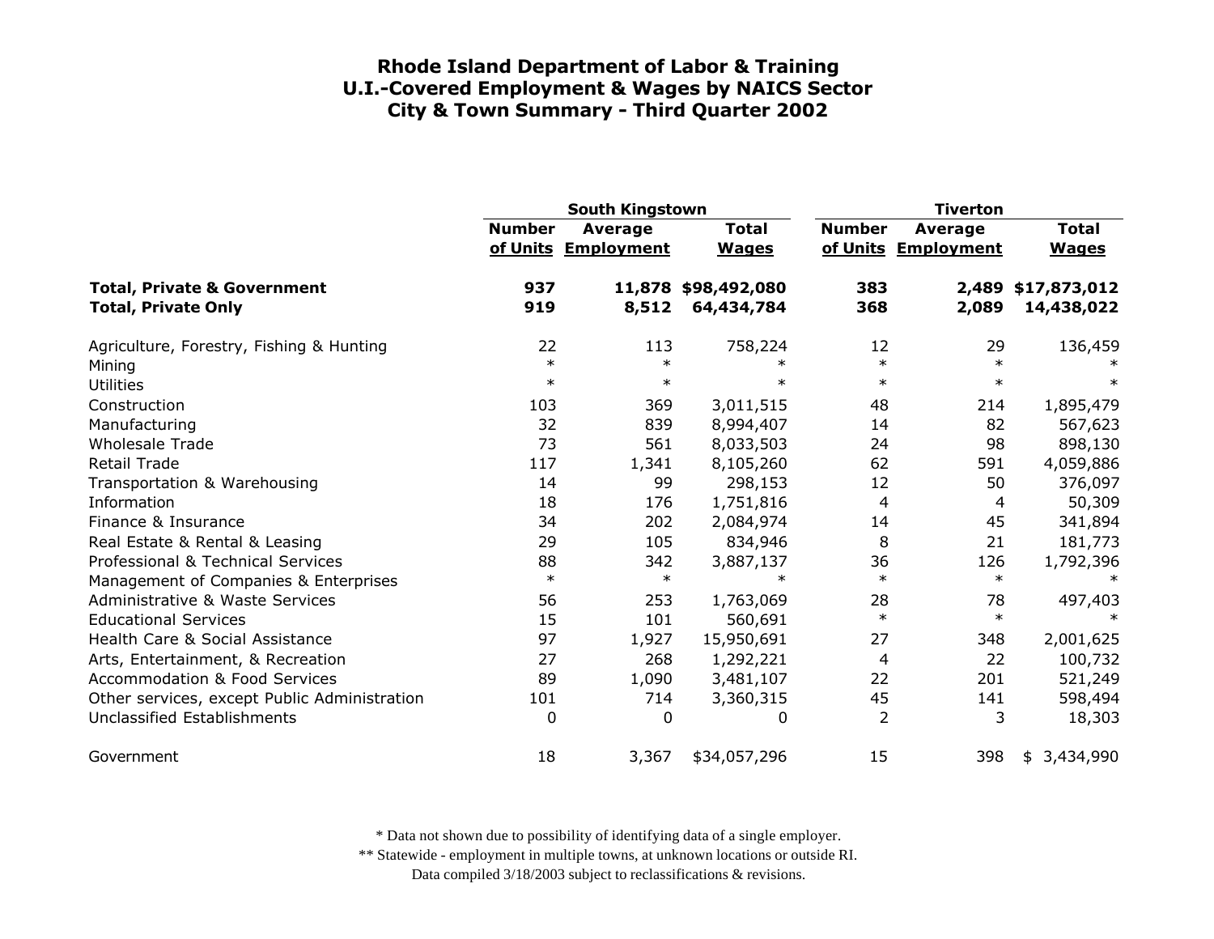# Rhode Island Department of Labor & Training
# U.I.-Covered Employment & Wages by NAICS Sector
# City & Town Summary - Third Quarter 2002

| | South Kingstown | | | Tiverton | | |
|---|---|---|---|---|---|---|
| | Number of Units | Average Employment | Total Wages | Number of Units | Average Employment | Total Wages |
| **Total, Private & Government** | **937** | **11,878** | **$98,492,080** | **383** | **2,489** | **$17,873,012** |
| **Total, Private Only** | **919** | **8,512** | **64,434,784** | **368** | **2,089** | **14,438,022** |
| Agriculture, Forestry, Fishing & Hunting | 22 | 113 | 758,224 | 12 | 29 | 136,459 |
| Mining | * | * | * | * | * | * |
| Utilities | * | * | * | * | * | * |
| Construction | 103 | 369 | 3,011,515 | 48 | 214 | 1,895,479 |
| Manufacturing | 32 | 839 | 8,994,407 | 14 | 82 | 567,623 |
| Wholesale Trade | 73 | 561 | 8,033,503 | 24 | 98 | 898,130 |
| Retail Trade | 117 | 1,341 | 8,105,260 | 62 | 591 | 4,059,886 |
| Transportation & Warehousing | 14 | 99 | 298,153 | 12 | 50 | 376,097 |
| Information | 18 | 176 | 1,751,816 | 4 | 4 | 50,309 |
| Finance & Insurance | 34 | 202 | 2,084,974 | 14 | 45 | 341,894 |
| Real Estate & Rental & Leasing | 29 | 105 | 834,946 | 8 | 21 | 181,773 |
| Professional & Technical Services | 88 | 342 | 3,887,137 | 36 | 126 | 1,792,396 |
| Management of Companies & Enterprises | * | * | * | * | * | * |
| Administrative & Waste Services | 56 | 253 | 1,763,069 | 28 | 78 | 497,403 |
| Educational Services | 15 | 101 | 560,691 | * | * | * |
| Health Care & Social Assistance | 97 | 1,927 | 15,950,691 | 27 | 348 | 2,001,625 |
| Arts, Entertainment, & Recreation | 27 | 268 | 1,292,221 | 4 | 22 | 100,732 |
| Accommodation & Food Services | 89 | 1,090 | 3,481,107 | 22 | 201 | 521,249 |
| Other services, except Public Administration | 101 | 714 | 3,360,315 | 45 | 141 | 598,494 |
| Unclassified Establishments | 0 | 0 | 0 | 2 | 3 | 18,303 |
| Government | 18 | 3,367 | $34,057,296 | 15 | 398 | $ 3,434,990 |

\* Data not shown due to possibility of identifying data of a single employer.

\*\* Statewide - employment in multiple towns, at unknown locations or outside RI.

Data compiled 3/18/2003 subject to reclassifications & revisions.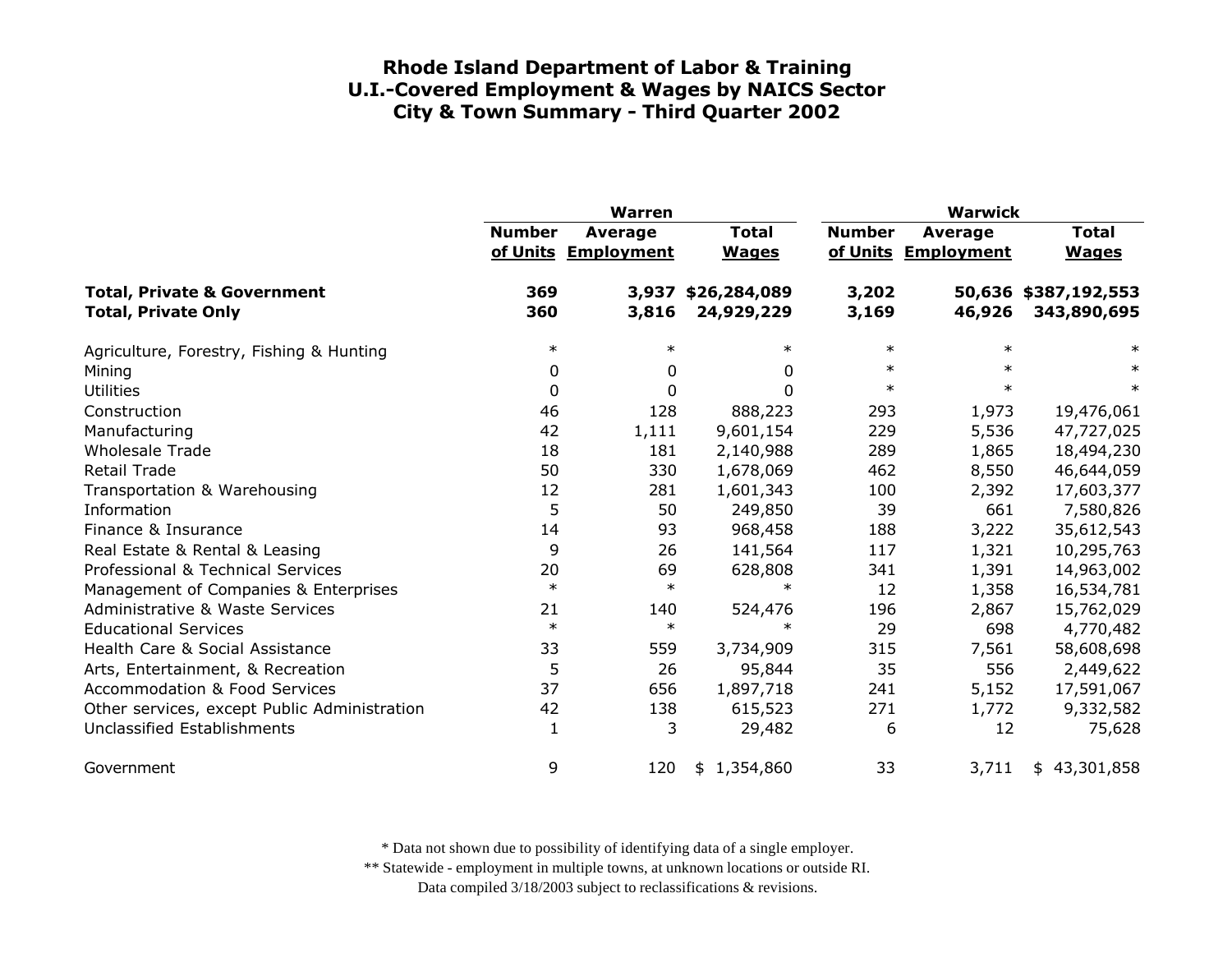# Rhode Island Department of Labor & Training
## U.I.-Covered Employment & Wages by NAICS Sector
## City & Town Summary - Third Quarter 2002

| | Warren | | | Warwick | | |
|---|---|---|---|---|---|---|
| | Number of Units | Average Employment | Total Wages | Number of Units | Average Employment | Total Wages |
| **Total, Private & Government** | **369** | **3,937** | **$26,284,089** | **3,202** | **50,636** | **$387,192,553** |
| **Total, Private Only** | **360** | **3,816** | **24,929,229** | **3,169** | **46,926** | **343,890,695** |
| Agriculture, Forestry, Fishing & Hunting | * | * | * | * | * | * |
| Mining | 0 | 0 | 0 | * | * | * |
| Utilities | 0 | 0 | 0 | * | * | * |
| Construction | 46 | 128 | 888,223 | 293 | 1,973 | 19,476,061 |
| Manufacturing | 42 | 1,111 | 9,601,154 | 229 | 5,536 | 47,727,025 |
| Wholesale Trade | 18 | 181 | 2,140,988 | 289 | 1,865 | 18,494,230 |
| Retail Trade | 50 | 330 | 1,678,069 | 462 | 8,550 | 46,644,059 |
| Transportation & Warehousing | 12 | 281 | 1,601,343 | 100 | 2,392 | 17,603,377 |
| Information | 5 | 50 | 249,850 | 39 | 661 | 7,580,826 |
| Finance & Insurance | 14 | 93 | 968,458 | 188 | 3,222 | 35,612,543 |
| Real Estate & Rental & Leasing | 9 | 26 | 141,564 | 117 | 1,321 | 10,295,763 |
| Professional & Technical Services | 20 | 69 | 628,808 | 341 | 1,391 | 14,963,002 |
| Management of Companies & Enterprises | * | * | * | 12 | 1,358 | 16,534,781 |
| Administrative & Waste Services | 21 | 140 | 524,476 | 196 | 2,867 | 15,762,029 |
| Educational Services | * | * | * | 29 | 698 | 4,770,482 |
| Health Care & Social Assistance | 33 | 559 | 3,734,909 | 315 | 7,561 | 58,608,698 |
| Arts, Entertainment, & Recreation | 5 | 26 | 95,844 | 35 | 556 | 2,449,622 |
| Accommodation & Food Services | 37 | 656 | 1,897,718 | 241 | 5,152 | 17,591,067 |
| Other services, except Public Administration | 42 | 138 | 615,523 | 271 | 1,772 | 9,332,582 |
| Unclassified Establishments | 1 | 3 | 29,482 | 6 | 12 | 75,628 |
| Government | 9 | 120 | $ 1,354,860 | 33 | 3,711 | $ 43,301,858 |

* Data not shown due to possibility of identifying data of a single employer.

** Statewide - employment in multiple towns, at unknown locations or outside RI.

Data compiled 3/18/2003 subject to reclassifications & revisions.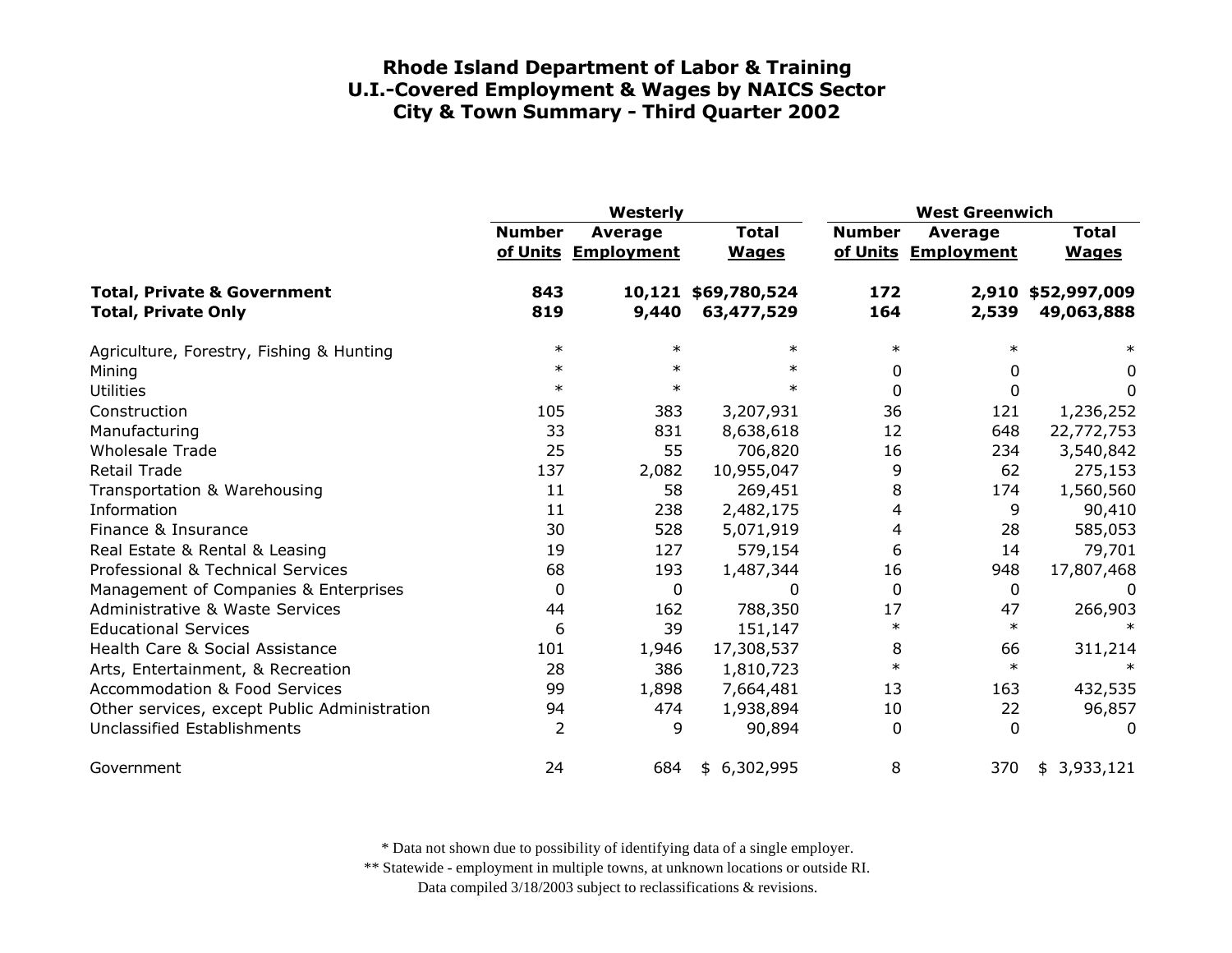# Rhode Island Department of Labor & Training
# U.I.-Covered Employment & Wages by NAICS Sector
# City & Town Summary - Third Quarter 2002

| | Westerly | | | West Greenwich | | |
|---|---|---|---|---|---|---|
| | Number of Units | Average Employment | Total Wages | Number of Units | Average Employment | Total Wages |
| **Total, Private & Government** | **843** | **10,121** | **$69,780,524** | **172** | **2,910** | **$52,997,009** |
| **Total, Private Only** | **819** | **9,440** | **63,477,529** | **164** | **2,539** | **49,063,888** |
| Agriculture, Forestry, Fishing & Hunting | * | * | * | * | * | * |
| Mining | * | * | * | 0 | 0 | 0 |
| Utilities | * | * | * | 0 | 0 | 0 |
| Construction | 105 | 383 | 3,207,931 | 36 | 121 | 1,236,252 |
| Manufacturing | 33 | 831 | 8,638,618 | 12 | 648 | 22,772,753 |
| Wholesale Trade | 25 | 55 | 706,820 | 16 | 234 | 3,540,842 |
| Retail Trade | 137 | 2,082 | 10,955,047 | 9 | 62 | 275,153 |
| Transportation & Warehousing | 11 | 58 | 269,451 | 8 | 174 | 1,560,560 |
| Information | 11 | 238 | 2,482,175 | 4 | 9 | 90,410 |
| Finance & Insurance | 30 | 528 | 5,071,919 | 4 | 28 | 585,053 |
| Real Estate & Rental & Leasing | 19 | 127 | 579,154 | 6 | 14 | 79,701 |
| Professional & Technical Services | 68 | 193 | 1,487,344 | 16 | 948 | 17,807,468 |
| Management of Companies & Enterprises | 0 | 0 | 0 | 0 | 0 | 0 |
| Administrative & Waste Services | 44 | 162 | 788,350 | 17 | 47 | 266,903 |
| Educational Services | 6 | 39 | 151,147 | * | * | * |
| Health Care & Social Assistance | 101 | 1,946 | 17,308,537 | 8 | 66 | 311,214 |
| Arts, Entertainment, & Recreation | 28 | 386 | 1,810,723 | * | * | * |
| Accommodation & Food Services | 99 | 1,898 | 7,664,481 | 13 | 163 | 432,535 |
| Other services, except Public Administration | 94 | 474 | 1,938,894 | 10 | 22 | 96,857 |
| Unclassified Establishments | 2 | 9 | 90,894 | 0 | 0 | 0 |
| Government | 24 | 684 | $ 6,302,995 | 8 | 370 | $ 3,933,121 |

\* Data not shown due to possibility of identifying data of a single employer.

** Statewide - employment in multiple towns, at unknown locations or outside RI.

Data compiled 3/18/2003 subject to reclassifications & revisions.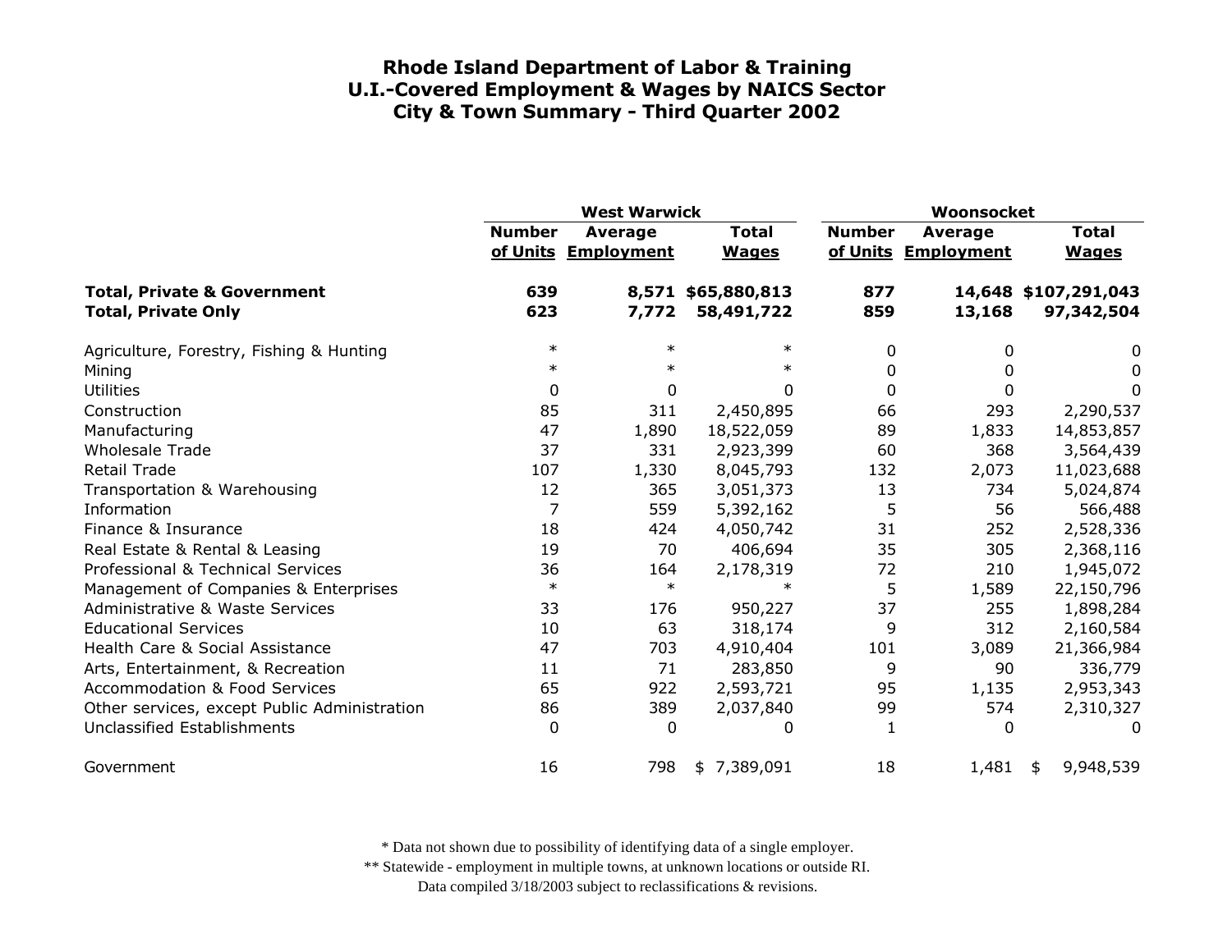# Rhode Island Department of Labor & Training
## U.I.-Covered Employment & Wages by NAICS Sector
## City & Town Summary - Third Quarter 2002

| | West Warwick | | | Woonsocket | | |
|---|---|---|---|---|---|---|
| | Number of Units | Average Employment | Total Wages | Number of Units | Average Employment | Total Wages |
| **Total, Private & Government** | **639** | **8,571** | **$65,880,813** | **877** | **14,648** | **$107,291,043** |
| **Total, Private Only** | **623** | **7,772** | **58,491,722** | **859** | **13,168** | **97,342,504** |
| Agriculture, Forestry, Fishing & Hunting | * | * | * | 0 | 0 | 0 |
| Mining | * | * | * | 0 | 0 | 0 |
| Utilities | 0 | 0 | 0 | 0 | 0 | 0 |
| Construction | 85 | 311 | 2,450,895 | 66 | 293 | 2,290,537 |
| Manufacturing | 47 | 1,890 | 18,522,059 | 89 | 1,833 | 14,853,857 |
| Wholesale Trade | 37 | 331 | 2,923,399 | 60 | 368 | 3,564,439 |
| Retail Trade | 107 | 1,330 | 8,045,793 | 132 | 2,073 | 11,023,688 |
| Transportation & Warehousing | 12 | 365 | 3,051,373 | 13 | 734 | 5,024,874 |
| Information | 7 | 559 | 5,392,162 | 5 | 56 | 566,488 |
| Finance & Insurance | 18 | 424 | 4,050,742 | 31 | 252 | 2,528,336 |
| Real Estate & Rental & Leasing | 19 | 70 | 406,694 | 35 | 305 | 2,368,116 |
| Professional & Technical Services | 36 | 164 | 2,178,319 | 72 | 210 | 1,945,072 |
| Management of Companies & Enterprises | * | * | * | 5 | 1,589 | 22,150,796 |
| Administrative & Waste Services | 33 | 176 | 950,227 | 37 | 255 | 1,898,284 |
| Educational Services | 10 | 63 | 318,174 | 9 | 312 | 2,160,584 |
| Health Care & Social Assistance | 47 | 703 | 4,910,404 | 101 | 3,089 | 21,366,984 |
| Arts, Entertainment, & Recreation | 11 | 71 | 283,850 | 9 | 90 | 336,779 |
| Accommodation & Food Services | 65 | 922 | 2,593,721 | 95 | 1,135 | 2,953,343 |
| Other services, except Public Administration | 86 | 389 | 2,037,840 | 99 | 574 | 2,310,327 |
| Unclassified Establishments | 0 | 0 | 0 | 1 | 0 | 0 |
| Government | 16 | 798 | $ 7,389,091 | 18 | 1,481 | $ 9,948,539 |

\* Data not shown due to possibility of identifying data of a single employer.

\** Statewide - employment in multiple towns, at unknown locations or outside RI.

Data compiled 3/18/2003 subject to reclassifications & revisions.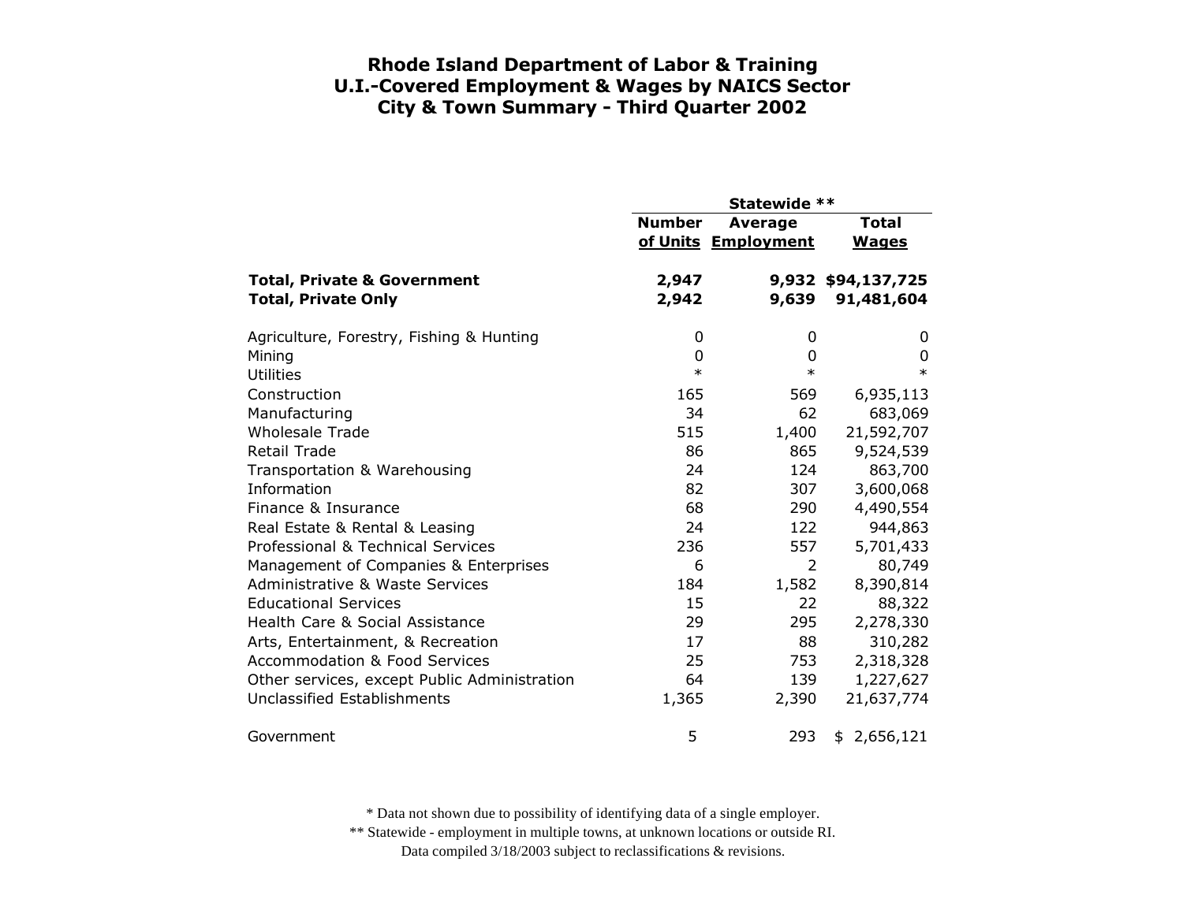# Rhode Island Department of Labor & Training
## U.I.-Covered Employment & Wages by NAICS Sector
## City & Town Summary - Third Quarter 2002

| | Statewide ** | | |
|---|---|---|---|
| | Number of Units | Average Employment | Total Wages |
| **Total, Private & Government** | **2,947** | **9,932** | **$94,137,725** |
| **Total, Private Only** | **2,942** | **9,639** | **91,481,604** |
| Agriculture, Forestry, Fishing & Hunting | 0 | 0 | 0 |
| Mining | 0 | 0 | 0 |
| Utilities | * | * | * |
| Construction | 165 | 569 | 6,935,113 |
| Manufacturing | 34 | 62 | 683,069 |
| Wholesale Trade | 515 | 1,400 | 21,592,707 |
| Retail Trade | 86 | 865 | 9,524,539 |
| Transportation & Warehousing | 24 | 124 | 863,700 |
| Information | 82 | 307 | 3,600,068 |
| Finance & Insurance | 68 | 290 | 4,490,554 |
| Real Estate & Rental & Leasing | 24 | 122 | 944,863 |
| Professional & Technical Services | 236 | 557 | 5,701,433 |
| Management of Companies & Enterprises | 6 | 2 | 80,749 |
| Administrative & Waste Services | 184 | 1,582 | 8,390,814 |
| Educational Services | 15 | 22 | 88,322 |
| Health Care & Social Assistance | 29 | 295 | 2,278,330 |
| Arts, Entertainment, & Recreation | 17 | 88 | 310,282 |
| Accommodation & Food Services | 25 | 753 | 2,318,328 |
| Other services, except Public Administration | 64 | 139 | 1,227,627 |
| Unclassified Establishments | 1,365 | 2,390 | 21,637,774 |
| Government | 5 | 293 | $ 2,656,121 |

* Data not shown due to possibility of identifying data of a single employer.

** Statewide - employment in multiple towns, at unknown locations or outside RI.

Data compiled 3/18/2003 subject to reclassifications & revisions.